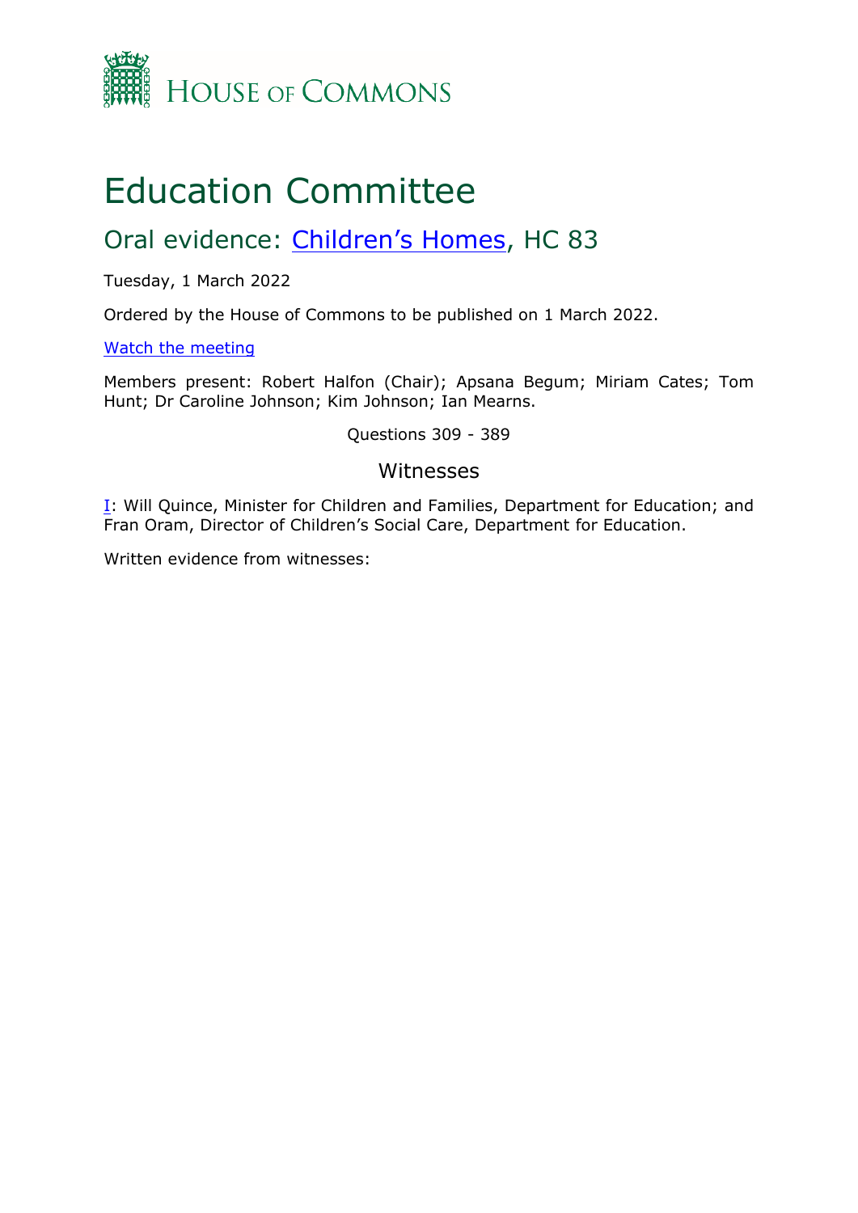HOUSE OF COMMONS

# Education Committee

## Oral evidence: Children's Homes, HC 83

Tuesday, 1 March 2022

Ordered by the House of Commons to be published on 1 March 2022.

Watch the meeting

Members present: Robert Halfon (Chair); Apsana Begum; Miriam Cates; Tom Hunt; Dr Caroline Johnson; Kim Johnson; Ian Mearns.

Questions 309 - 389

### Witnesses

I: Will Quince, Minister for Children and Families, Department for Education; and Fran Oram, Director of Children's Social Care, Department for Education.

Written evidence from witnesses: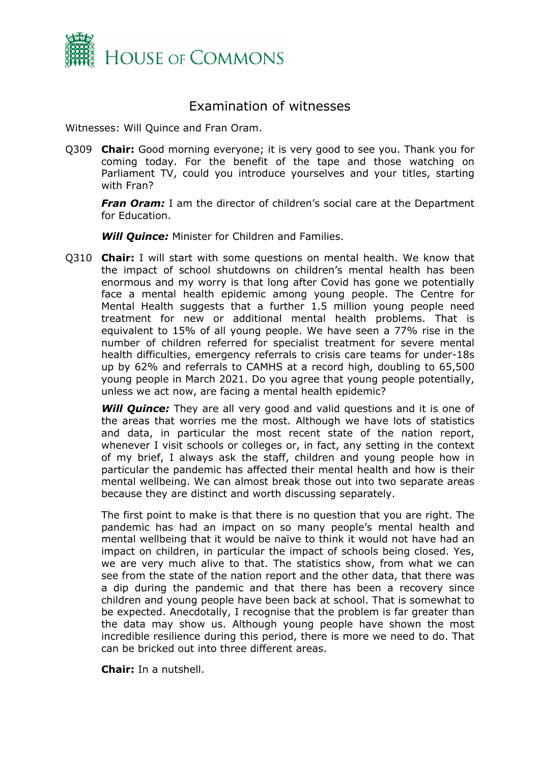# Examination of witnesses

Witnesses: Will Quince and Fran Oram.

Q309 **Chair:** Good morning everyone; it is very good to see you. Thank you for coming today. For the benefit of the tape and those watching on Parliament TV, could you introduce yourselves and your titles, starting with Fran?

***Fran Oram:*** I am the director of children's social care at the Department for Education.

***Will Quince:*** Minister for Children and Families.

Q310 **Chair:** I will start with some questions on mental health. We know that the impact of school shutdowns on children's mental health has been enormous and my worry is that long after Covid has gone we potentially face a mental health epidemic among young people. The Centre for Mental Health suggests that a further 1.5 million young people need treatment for new or additional mental health problems. That is equivalent to 15% of all young people. We have seen a 77% rise in the number of children referred for specialist treatment for severe mental health difficulties, emergency referrals to crisis care teams for under-18s up by 62% and referrals to CAMHS at a record high, doubling to 65,500 young people in March 2021. Do you agree that young people potentially, unless we act now, are facing a mental health epidemic?

***Will Quince:*** They are all very good and valid questions and it is one of the areas that worries me the most. Although we have lots of statistics and data, in particular the most recent state of the nation report, whenever I visit schools or colleges or, in fact, any setting in the context of my brief, I always ask the staff, children and young people how in particular the pandemic has affected their mental health and how is their mental wellbeing. We can almost break those out into two separate areas because they are distinct and worth discussing separately.

The first point to make is that there is no question that you are right. The pandemic has had an impact on so many people's mental health and mental wellbeing that it would be naïve to think it would not have had an impact on children, in particular the impact of schools being closed. Yes, we are very much alive to that. The statistics show, from what we can see from the state of the nation report and the other data, that there was a dip during the pandemic and that there has been a recovery since children and young people have been back at school. That is somewhat to be expected. Anecdotally, I recognise that the problem is far greater than the data may show us. Although young people have shown the most incredible resilience during this period, there is more we need to do. That can be bricked out into three different areas.

**Chair:** In a nutshell.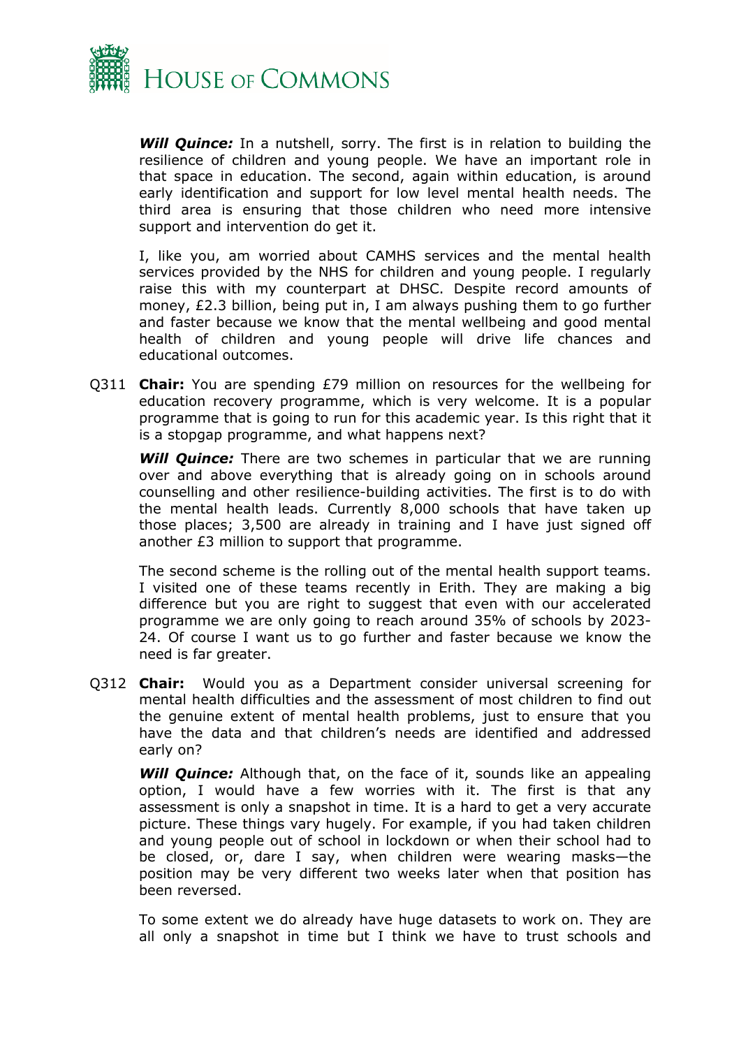***Will Quince:*** In a nutshell, sorry. The first is in relation to building the resilience of children and young people. We have an important role in that space in education. The second, again within education, is around early identification and support for low level mental health needs. The third area is ensuring that those children who need more intensive support and intervention do get it.

I, like you, am worried about CAMHS services and the mental health services provided by the NHS for children and young people. I regularly raise this with my counterpart at DHSC. Despite record amounts of money, £2.3 billion, being put in, I am always pushing them to go further and faster because we know that the mental wellbeing and good mental health of children and young people will drive life chances and educational outcomes.

Q311 **Chair:** You are spending £79 million on resources for the wellbeing for education recovery programme, which is very welcome. It is a popular programme that is going to run for this academic year. Is this right that it is a stopgap programme, and what happens next?

***Will Quince:*** There are two schemes in particular that we are running over and above everything that is already going on in schools around counselling and other resilience-building activities. The first is to do with the mental health leads. Currently 8,000 schools that have taken up those places; 3,500 are already in training and I have just signed off another £3 million to support that programme.

The second scheme is the rolling out of the mental health support teams. I visited one of these teams recently in Erith. They are making a big difference but you are right to suggest that even with our accelerated programme we are only going to reach around 35% of schools by 2023-24. Of course I want us to go further and faster because we know the need is far greater.

Q312 **Chair:** Would you as a Department consider universal screening for mental health difficulties and the assessment of most children to find out the genuine extent of mental health problems, just to ensure that you have the data and that children's needs are identified and addressed early on?

***Will Quince:*** Although that, on the face of it, sounds like an appealing option, I would have a few worries with it. The first is that any assessment is only a snapshot in time. It is a hard to get a very accurate picture. These things vary hugely. For example, if you had taken children and young people out of school in lockdown or when their school had to be closed, or, dare I say, when children were wearing masks—the position may be very different two weeks later when that position has been reversed.

To some extent we do already have huge datasets to work on. They are all only a snapshot in time but I think we have to trust schools and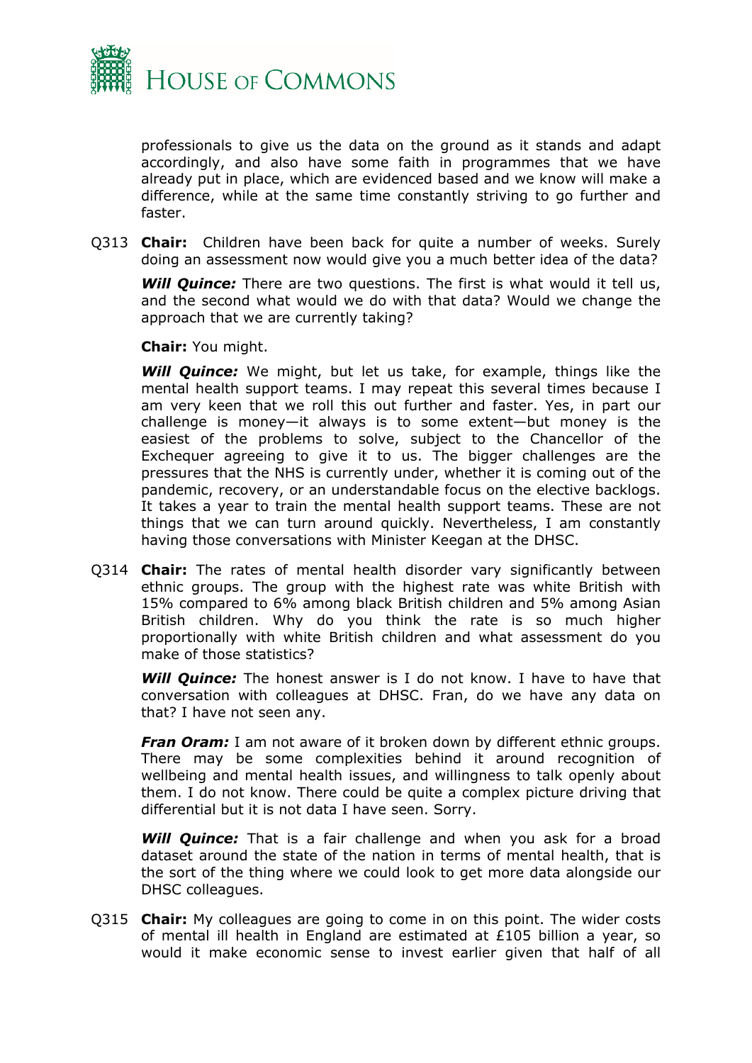professionals to give us the data on the ground as it stands and adapt accordingly, and also have some faith in programmes that we have already put in place, which are evidenced based and we know will make a difference, while at the same time constantly striving to go further and faster.

Q313 **Chair:** Children have been back for quite a number of weeks. Surely doing an assessment now would give you a much better idea of the data?

***Will Quince:*** There are two questions. The first is what would it tell us, and the second what would we do with that data? Would we change the approach that we are currently taking?

**Chair:** You might.

***Will Quince:*** We might, but let us take, for example, things like the mental health support teams. I may repeat this several times because I am very keen that we roll this out further and faster. Yes, in part our challenge is money—it always is to some extent—but money is the easiest of the problems to solve, subject to the Chancellor of the Exchequer agreeing to give it to us. The bigger challenges are the pressures that the NHS is currently under, whether it is coming out of the pandemic, recovery, or an understandable focus on the elective backlogs. It takes a year to train the mental health support teams. These are not things that we can turn around quickly. Nevertheless, I am constantly having those conversations with Minister Keegan at the DHSC.

Q314 **Chair:** The rates of mental health disorder vary significantly between ethnic groups. The group with the highest rate was white British with 15% compared to 6% among black British children and 5% among Asian British children. Why do you think the rate is so much higher proportionally with white British children and what assessment do you make of those statistics?

***Will Quince:*** The honest answer is I do not know. I have to have that conversation with colleagues at DHSC. Fran, do we have any data on that? I have not seen any.

***Fran Oram:*** I am not aware of it broken down by different ethnic groups. There may be some complexities behind it around recognition of wellbeing and mental health issues, and willingness to talk openly about them. I do not know. There could be quite a complex picture driving that differential but it is not data I have seen. Sorry.

***Will Quince:*** That is a fair challenge and when you ask for a broad dataset around the state of the nation in terms of mental health, that is the sort of the thing where we could look to get more data alongside our DHSC colleagues.

Q315 **Chair:** My colleagues are going to come in on this point. The wider costs of mental ill health in England are estimated at £105 billion a year, so would it make economic sense to invest earlier given that half of all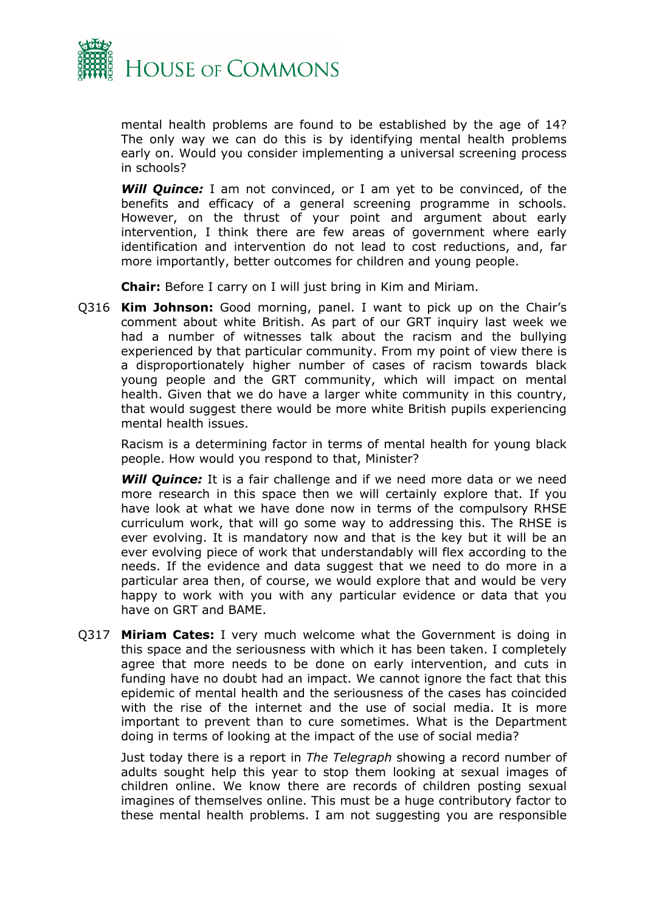mental health problems are found to be established by the age of 14? The only way we can do this is by identifying mental health problems early on. Would you consider implementing a universal screening process in schools?

***Will Quince:*** I am not convinced, or I am yet to be convinced, of the benefits and efficacy of a general screening programme in schools. However, on the thrust of your point and argument about early intervention, I think there are few areas of government where early identification and intervention do not lead to cost reductions, and, far more importantly, better outcomes for children and young people.

**Chair:** Before I carry on I will just bring in Kim and Miriam.

Q316 **Kim Johnson:** Good morning, panel. I want to pick up on the Chair's comment about white British. As part of our GRT inquiry last week we had a number of witnesses talk about the racism and the bullying experienced by that particular community. From my point of view there is a disproportionately higher number of cases of racism towards black young people and the GRT community, which will impact on mental health. Given that we do have a larger white community in this country, that would suggest there would be more white British pupils experiencing mental health issues.

Racism is a determining factor in terms of mental health for young black people. How would you respond to that, Minister?

***Will Quince:*** It is a fair challenge and if we need more data or we need more research in this space then we will certainly explore that. If you have look at what we have done now in terms of the compulsory RHSE curriculum work, that will go some way to addressing this. The RHSE is ever evolving. It is mandatory now and that is the key but it will be an ever evolving piece of work that understandably will flex according to the needs. If the evidence and data suggest that we need to do more in a particular area then, of course, we would explore that and would be very happy to work with you with any particular evidence or data that you have on GRT and BAME.

Q317 **Miriam Cates:** I very much welcome what the Government is doing in this space and the seriousness with which it has been taken. I completely agree that more needs to be done on early intervention, and cuts in funding have no doubt had an impact. We cannot ignore the fact that this epidemic of mental health and the seriousness of the cases has coincided with the rise of the internet and the use of social media. It is more important to prevent than to cure sometimes. What is the Department doing in terms of looking at the impact of the use of social media?

Just today there is a report in *The Telegraph* showing a record number of adults sought help this year to stop them looking at sexual images of children online. We know there are records of children posting sexual imagines of themselves online. This must be a huge contributory factor to these mental health problems. I am not suggesting you are responsible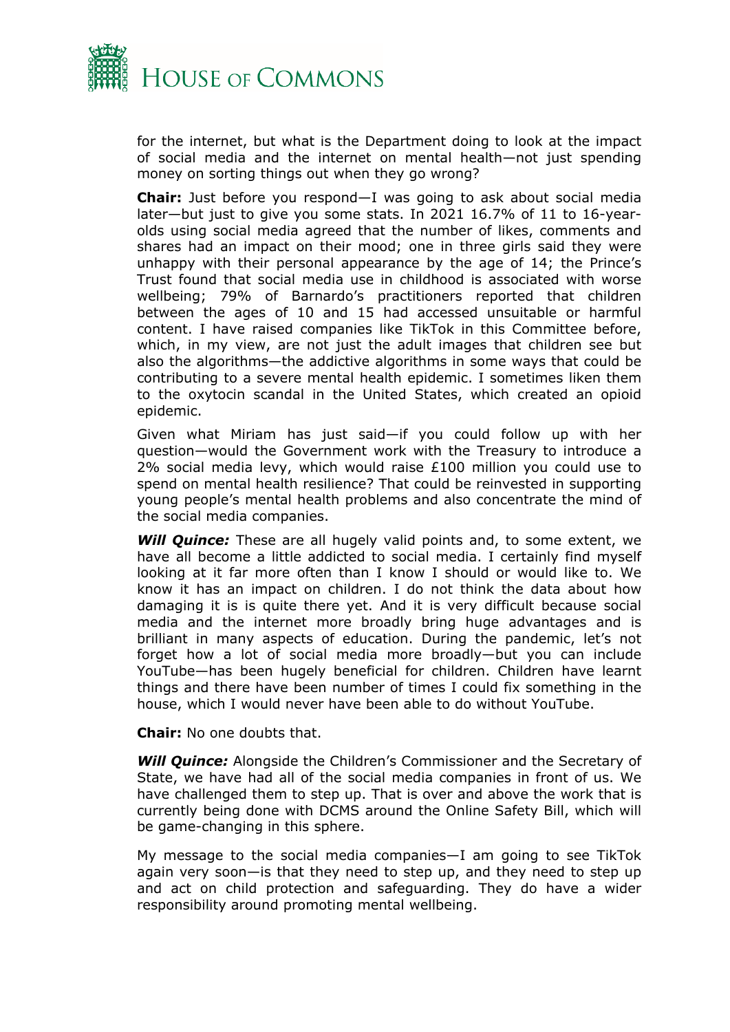for the internet, but what is the Department doing to look at the impact of social media and the internet on mental health—not just spending money on sorting things out when they go wrong?

**Chair:** Just before you respond—I was going to ask about social media later—but just to give you some stats. In 2021 16.7% of 11 to 16-year-olds using social media agreed that the number of likes, comments and shares had an impact on their mood; one in three girls said they were unhappy with their personal appearance by the age of 14; the Prince's Trust found that social media use in childhood is associated with worse wellbeing; 79% of Barnardo's practitioners reported that children between the ages of 10 and 15 had accessed unsuitable or harmful content. I have raised companies like TikTok in this Committee before, which, in my view, are not just the adult images that children see but also the algorithms—the addictive algorithms in some ways that could be contributing to a severe mental health epidemic. I sometimes liken them to the oxytocin scandal in the United States, which created an opioid epidemic.

Given what Miriam has just said—if you could follow up with her question—would the Government work with the Treasury to introduce a 2% social media levy, which would raise £100 million you could use to spend on mental health resilience? That could be reinvested in supporting young people's mental health problems and also concentrate the mind of the social media companies.

***Will Quince:*** These are all hugely valid points and, to some extent, we have all become a little addicted to social media. I certainly find myself looking at it far more often than I know I should or would like to. We know it has an impact on children. I do not think the data about how damaging it is is quite there yet. And it is very difficult because social media and the internet more broadly bring huge advantages and is brilliant in many aspects of education. During the pandemic, let's not forget how a lot of social media more broadly—but you can include YouTube—has been hugely beneficial for children. Children have learnt things and there have been number of times I could fix something in the house, which I would never have been able to do without YouTube.

**Chair:** No one doubts that.

***Will Quince:*** Alongside the Children's Commissioner and the Secretary of State, we have had all of the social media companies in front of us. We have challenged them to step up. That is over and above the work that is currently being done with DCMS around the Online Safety Bill, which will be game-changing in this sphere.

My message to the social media companies—I am going to see TikTok again very soon—is that they need to step up, and they need to step up and act on child protection and safeguarding. They do have a wider responsibility around promoting mental wellbeing.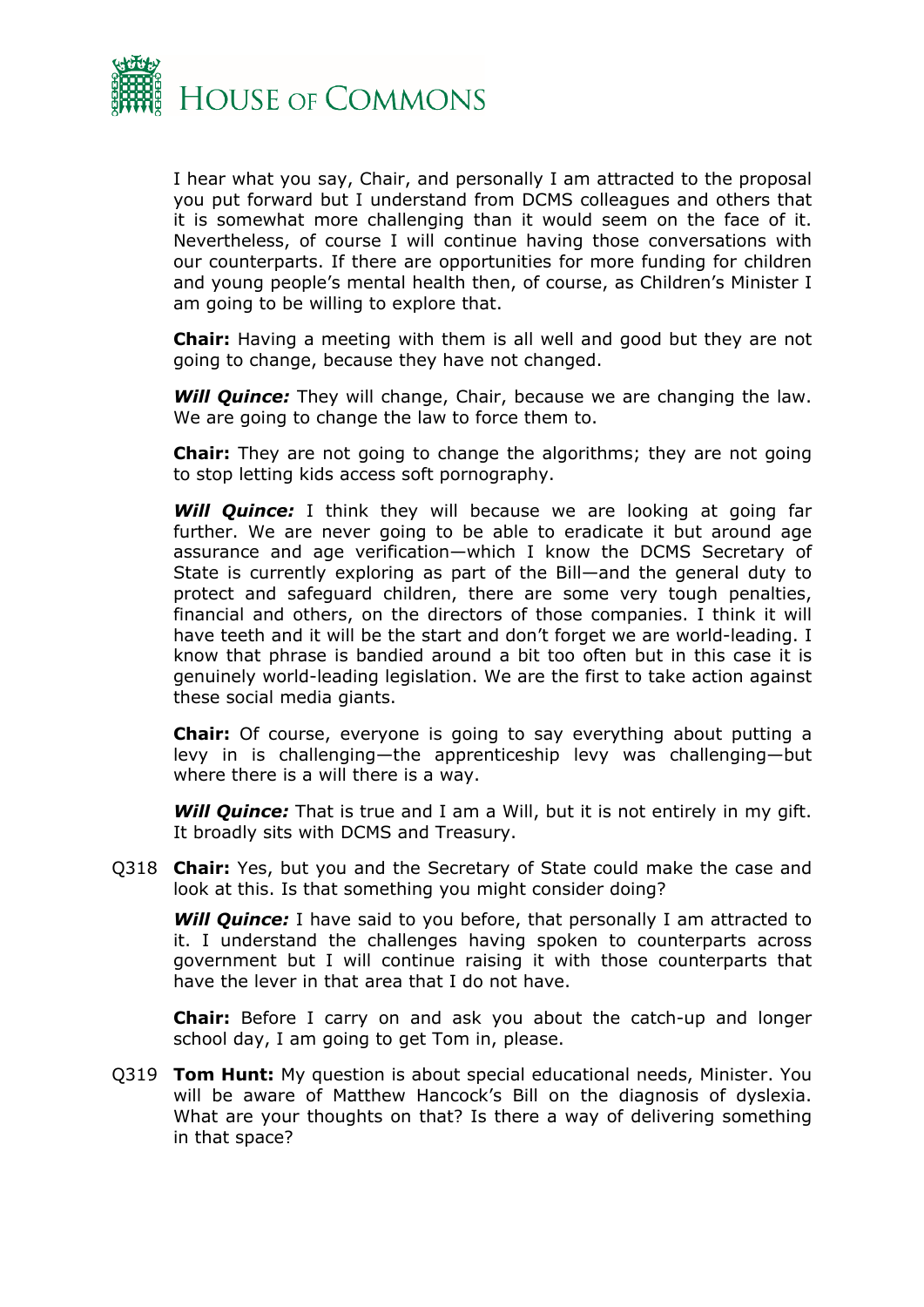I hear what you say, Chair, and personally I am attracted to the proposal you put forward but I understand from DCMS colleagues and others that it is somewhat more challenging than it would seem on the face of it. Nevertheless, of course I will continue having those conversations with our counterparts. If there are opportunities for more funding for children and young people's mental health then, of course, as Children's Minister I am going to be willing to explore that.

**Chair:** Having a meeting with them is all well and good but they are not going to change, because they have not changed.

***Will Quince:*** They will change, Chair, because we are changing the law. We are going to change the law to force them to.

**Chair:** They are not going to change the algorithms; they are not going to stop letting kids access soft pornography.

***Will Quince:*** I think they will because we are looking at going far further. We are never going to be able to eradicate it but around age assurance and age verification—which I know the DCMS Secretary of State is currently exploring as part of the Bill—and the general duty to protect and safeguard children, there are some very tough penalties, financial and others, on the directors of those companies. I think it will have teeth and it will be the start and don't forget we are world-leading. I know that phrase is bandied around a bit too often but in this case it is genuinely world-leading legislation. We are the first to take action against these social media giants.

**Chair:** Of course, everyone is going to say everything about putting a levy in is challenging—the apprenticeship levy was challenging—but where there is a will there is a way.

***Will Quince:*** That is true and I am a Will, but it is not entirely in my gift. It broadly sits with DCMS and Treasury.

Q318 **Chair:** Yes, but you and the Secretary of State could make the case and look at this. Is that something you might consider doing?

***Will Quince:*** I have said to you before, that personally I am attracted to it. I understand the challenges having spoken to counterparts across government but I will continue raising it with those counterparts that have the lever in that area that I do not have.

**Chair:** Before I carry on and ask you about the catch-up and longer school day, I am going to get Tom in, please.

Q319 **Tom Hunt:** My question is about special educational needs, Minister. You will be aware of Matthew Hancock's Bill on the diagnosis of dyslexia. What are your thoughts on that? Is there a way of delivering something in that space?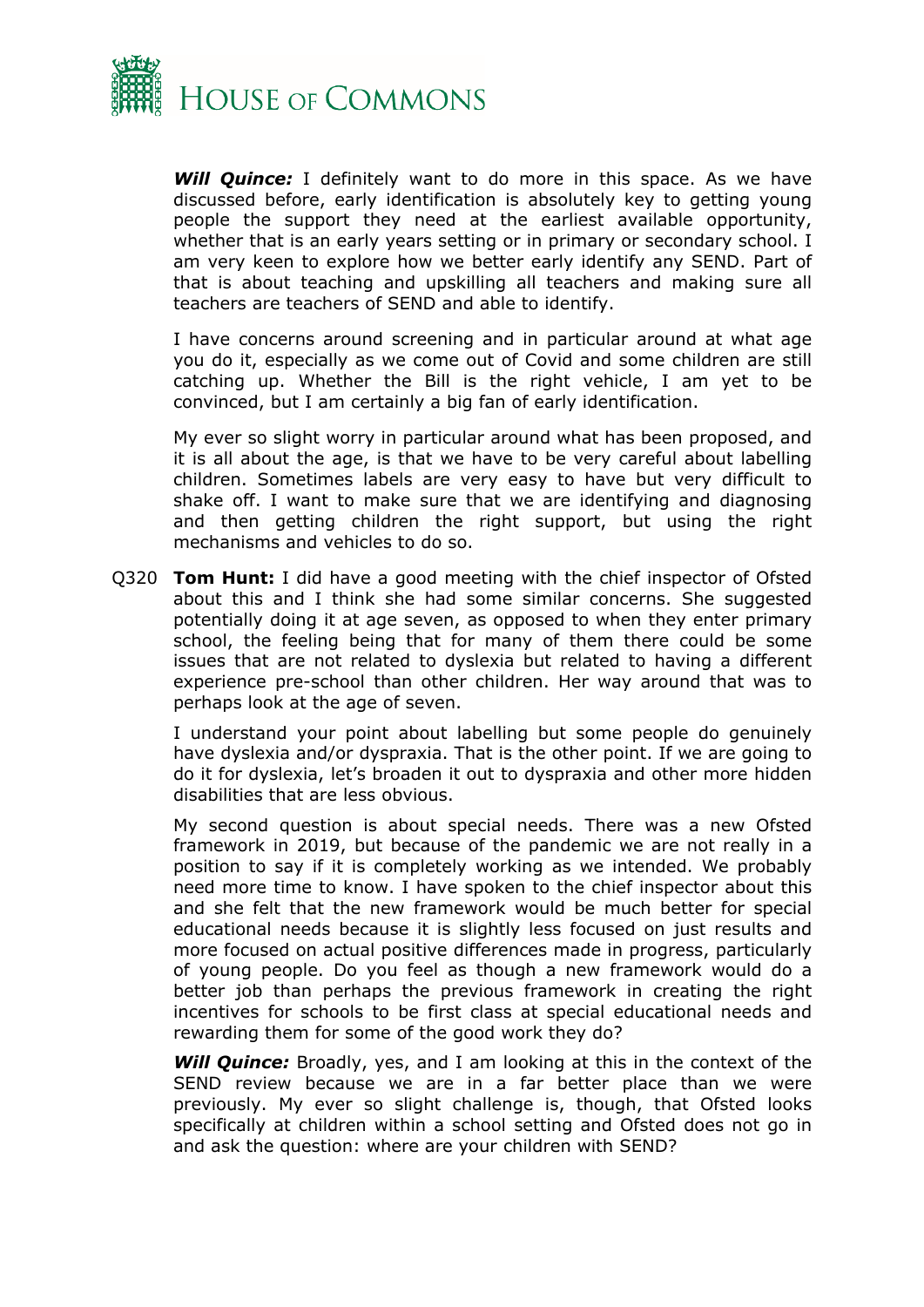***Will Quince:*** I definitely want to do more in this space. As we have discussed before, early identification is absolutely key to getting young people the support they need at the earliest available opportunity, whether that is an early years setting or in primary or secondary school. I am very keen to explore how we better early identify any SEND. Part of that is about teaching and upskilling all teachers and making sure all teachers are teachers of SEND and able to identify.

I have concerns around screening and in particular around at what age you do it, especially as we come out of Covid and some children are still catching up. Whether the Bill is the right vehicle, I am yet to be convinced, but I am certainly a big fan of early identification.

My ever so slight worry in particular around what has been proposed, and it is all about the age, is that we have to be very careful about labelling children. Sometimes labels are very easy to have but very difficult to shake off. I want to make sure that we are identifying and diagnosing and then getting children the right support, but using the right mechanisms and vehicles to do so.

Q320 **Tom Hunt:** I did have a good meeting with the chief inspector of Ofsted about this and I think she had some similar concerns. She suggested potentially doing it at age seven, as opposed to when they enter primary school, the feeling being that for many of them there could be some issues that are not related to dyslexia but related to having a different experience pre-school than other children. Her way around that was to perhaps look at the age of seven.

I understand your point about labelling but some people do genuinely have dyslexia and/or dyspraxia. That is the other point. If we are going to do it for dyslexia, let's broaden it out to dyspraxia and other more hidden disabilities that are less obvious.

My second question is about special needs. There was a new Ofsted framework in 2019, but because of the pandemic we are not really in a position to say if it is completely working as we intended. We probably need more time to know. I have spoken to the chief inspector about this and she felt that the new framework would be much better for special educational needs because it is slightly less focused on just results and more focused on actual positive differences made in progress, particularly of young people. Do you feel as though a new framework would do a better job than perhaps the previous framework in creating the right incentives for schools to be first class at special educational needs and rewarding them for some of the good work they do?

***Will Quince:*** Broadly, yes, and I am looking at this in the context of the SEND review because we are in a far better place than we were previously. My ever so slight challenge is, though, that Ofsted looks specifically at children within a school setting and Ofsted does not go in and ask the question: where are your children with SEND?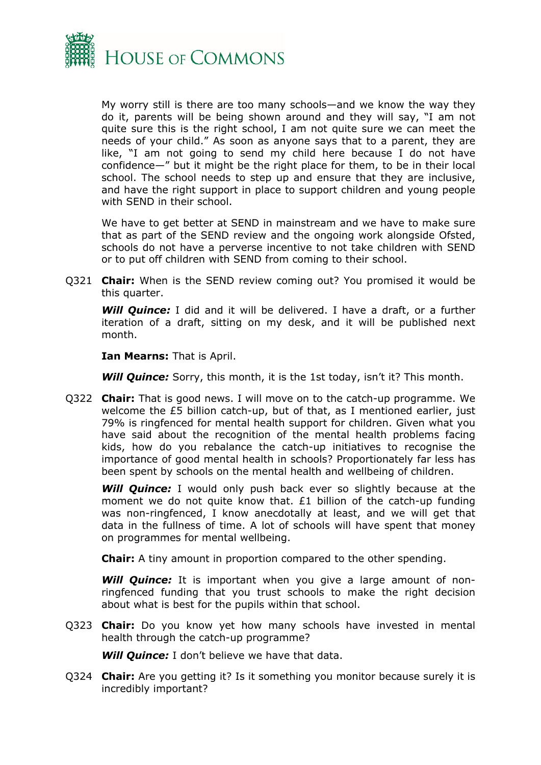My worry still is there are too many schools—and we know the way they do it, parents will be being shown around and they will say, "I am not quite sure this is the right school, I am not quite sure we can meet the needs of your child." As soon as anyone says that to a parent, they are like, "I am not going to send my child here because I do not have confidence—" but it might be the right place for them, to be in their local school. The school needs to step up and ensure that they are inclusive, and have the right support in place to support children and young people with SEND in their school.

We have to get better at SEND in mainstream and we have to make sure that as part of the SEND review and the ongoing work alongside Ofsted, schools do not have a perverse incentive to not take children with SEND or to put off children with SEND from coming to their school.

Q321 **Chair:** When is the SEND review coming out? You promised it would be this quarter.

***Will Quince:*** I did and it will be delivered. I have a draft, or a further iteration of a draft, sitting on my desk, and it will be published next month.

**Ian Mearns:** That is April.

***Will Quince:*** Sorry, this month, it is the 1st today, isn't it? This month.

Q322 **Chair:** That is good news. I will move on to the catch-up programme. We welcome the £5 billion catch-up, but of that, as I mentioned earlier, just 79% is ringfenced for mental health support for children. Given what you have said about the recognition of the mental health problems facing kids, how do you rebalance the catch-up initiatives to recognise the importance of good mental health in schools? Proportionately far less has been spent by schools on the mental health and wellbeing of children.

***Will Quince:*** I would only push back ever so slightly because at the moment we do not quite know that. £1 billion of the catch-up funding was non-ringfenced, I know anecdotally at least, and we will get that data in the fullness of time. A lot of schools will have spent that money on programmes for mental wellbeing.

**Chair:** A tiny amount in proportion compared to the other spending.

***Will Quince:*** It is important when you give a large amount of non-ringfenced funding that you trust schools to make the right decision about what is best for the pupils within that school.

Q323 **Chair:** Do you know yet how many schools have invested in mental health through the catch-up programme?

***Will Quince:*** I don't believe we have that data.

Q324 **Chair:** Are you getting it? Is it something you monitor because surely it is incredibly important?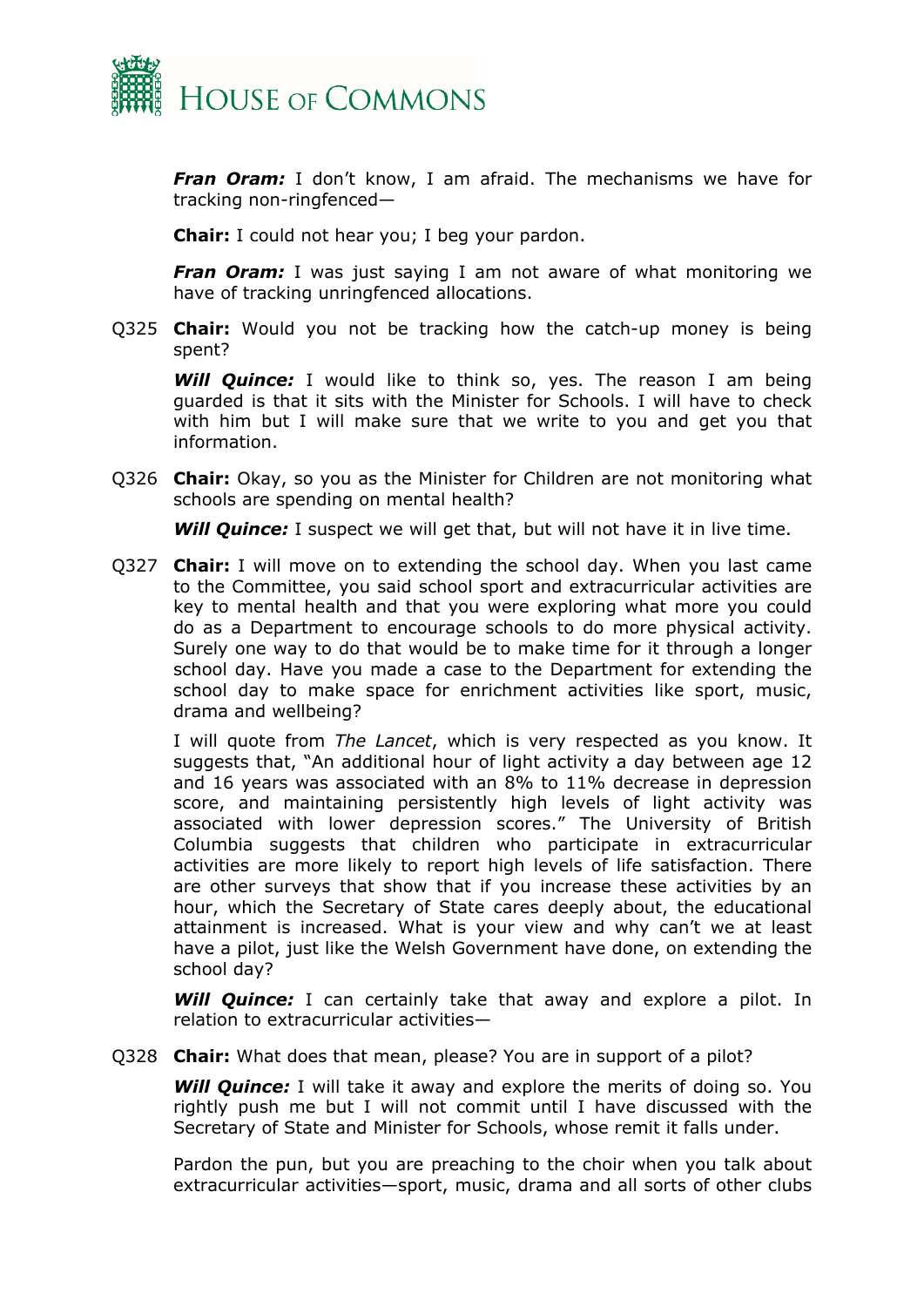***Fran Oram:*** I don't know, I am afraid. The mechanisms we have for tracking non-ringfenced—

**Chair:** I could not hear you; I beg your pardon.

***Fran Oram:*** I was just saying I am not aware of what monitoring we have of tracking unringfenced allocations.

Q325 **Chair:** Would you not be tracking how the catch-up money is being spent?

***Will Quince:*** I would like to think so, yes. The reason I am being guarded is that it sits with the Minister for Schools. I will have to check with him but I will make sure that we write to you and get you that information.

Q326 **Chair:** Okay, so you as the Minister for Children are not monitoring what schools are spending on mental health?

***Will Quince:*** I suspect we will get that, but will not have it in live time.

Q327 **Chair:** I will move on to extending the school day. When you last came to the Committee, you said school sport and extracurricular activities are key to mental health and that you were exploring what more you could do as a Department to encourage schools to do more physical activity. Surely one way to do that would be to make time for it through a longer school day. Have you made a case to the Department for extending the school day to make space for enrichment activities like sport, music, drama and wellbeing?

I will quote from *The Lancet*, which is very respected as you know. It suggests that, "An additional hour of light activity a day between age 12 and 16 years was associated with an 8% to 11% decrease in depression score, and maintaining persistently high levels of light activity was associated with lower depression scores." The University of British Columbia suggests that children who participate in extracurricular activities are more likely to report high levels of life satisfaction. There are other surveys that show that if you increase these activities by an hour, which the Secretary of State cares deeply about, the educational attainment is increased. What is your view and why can't we at least have a pilot, just like the Welsh Government have done, on extending the school day?

***Will Quince:*** I can certainly take that away and explore a pilot. In relation to extracurricular activities—

Q328 **Chair:** What does that mean, please? You are in support of a pilot?

***Will Quince:*** I will take it away and explore the merits of doing so. You rightly push me but I will not commit until I have discussed with the Secretary of State and Minister for Schools, whose remit it falls under.

Pardon the pun, but you are preaching to the choir when you talk about extracurricular activities—sport, music, drama and all sorts of other clubs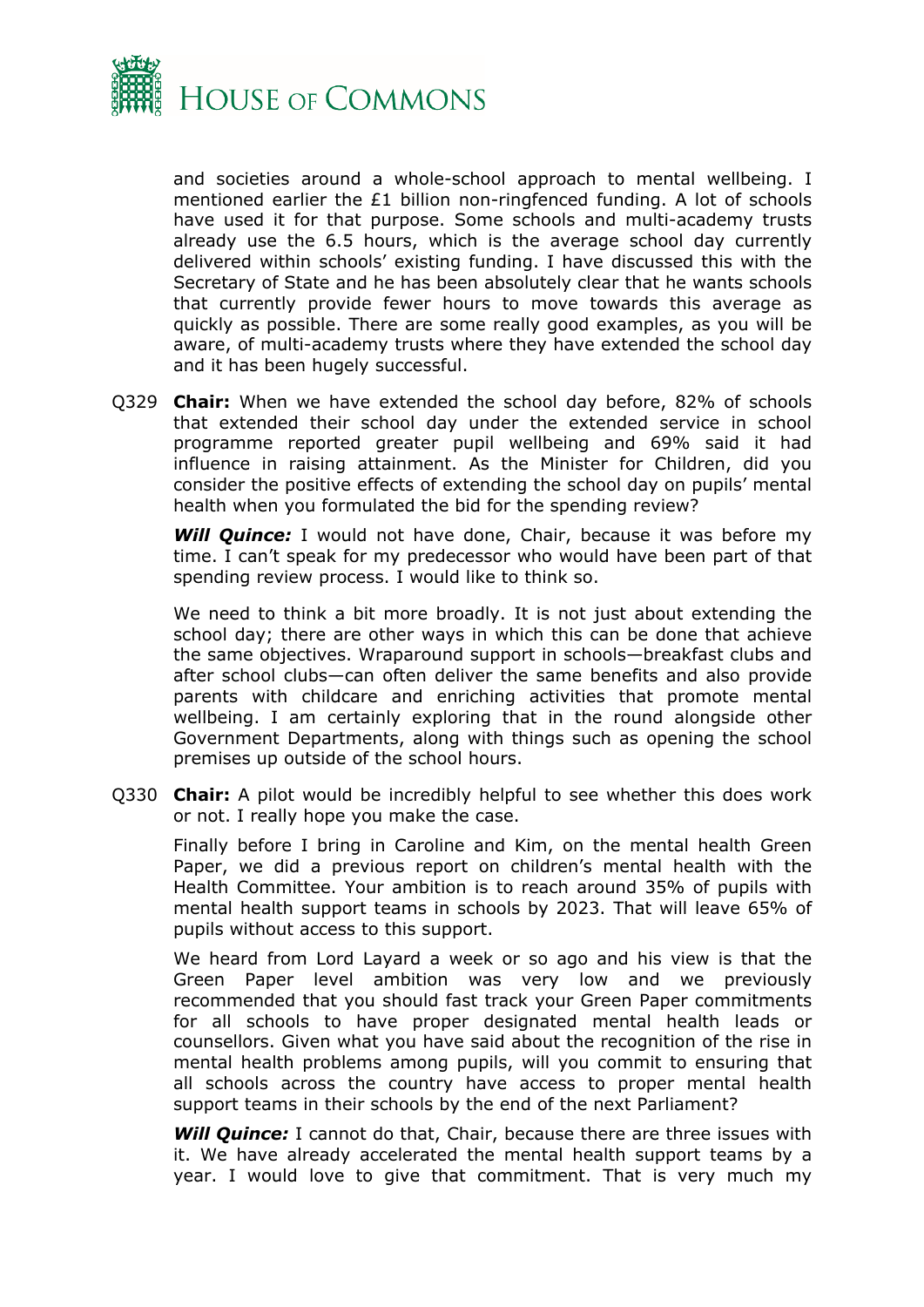and societies around a whole-school approach to mental wellbeing. I mentioned earlier the £1 billion non-ringfenced funding. A lot of schools have used it for that purpose. Some schools and multi-academy trusts already use the 6.5 hours, which is the average school day currently delivered within schools' existing funding. I have discussed this with the Secretary of State and he has been absolutely clear that he wants schools that currently provide fewer hours to move towards this average as quickly as possible. There are some really good examples, as you will be aware, of multi-academy trusts where they have extended the school day and it has been hugely successful.

Q329 **Chair:** When we have extended the school day before, 82% of schools that extended their school day under the extended service in school programme reported greater pupil wellbeing and 69% said it had influence in raising attainment. As the Minister for Children, did you consider the positive effects of extending the school day on pupils' mental health when you formulated the bid for the spending review?

***Will Quince:*** I would not have done, Chair, because it was before my time. I can't speak for my predecessor who would have been part of that spending review process. I would like to think so.

We need to think a bit more broadly. It is not just about extending the school day; there are other ways in which this can be done that achieve the same objectives. Wraparound support in schools—breakfast clubs and after school clubs—can often deliver the same benefits and also provide parents with childcare and enriching activities that promote mental wellbeing. I am certainly exploring that in the round alongside other Government Departments, along with things such as opening the school premises up outside of the school hours.

Q330 **Chair:** A pilot would be incredibly helpful to see whether this does work or not. I really hope you make the case.

Finally before I bring in Caroline and Kim, on the mental health Green Paper, we did a previous report on children's mental health with the Health Committee. Your ambition is to reach around 35% of pupils with mental health support teams in schools by 2023. That will leave 65% of pupils without access to this support.

We heard from Lord Layard a week or so ago and his view is that the Green Paper level ambition was very low and we previously recommended that you should fast track your Green Paper commitments for all schools to have proper designated mental health leads or counsellors. Given what you have said about the recognition of the rise in mental health problems among pupils, will you commit to ensuring that all schools across the country have access to proper mental health support teams in their schools by the end of the next Parliament?

***Will Quince:*** I cannot do that, Chair, because there are three issues with it. We have already accelerated the mental health support teams by a year. I would love to give that commitment. That is very much my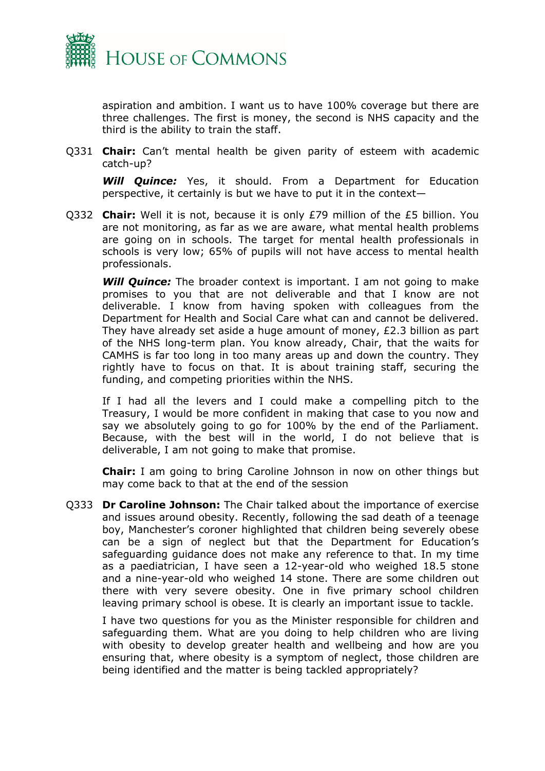aspiration and ambition. I want us to have 100% coverage but there are three challenges. The first is money, the second is NHS capacity and the third is the ability to train the staff.

Q331 **Chair:** Can't mental health be given parity of esteem with academic catch-up?

***Will Quince:*** Yes, it should. From a Department for Education perspective, it certainly is but we have to put it in the context—

Q332 **Chair:** Well it is not, because it is only £79 million of the £5 billion. You are not monitoring, as far as we are aware, what mental health problems are going on in schools. The target for mental health professionals in schools is very low; 65% of pupils will not have access to mental health professionals.

***Will Quince:*** The broader context is important. I am not going to make promises to you that are not deliverable and that I know are not deliverable. I know from having spoken with colleagues from the Department for Health and Social Care what can and cannot be delivered. They have already set aside a huge amount of money, £2.3 billion as part of the NHS long-term plan. You know already, Chair, that the waits for CAMHS is far too long in too many areas up and down the country. They rightly have to focus on that. It is about training staff, securing the funding, and competing priorities within the NHS.

If I had all the levers and I could make a compelling pitch to the Treasury, I would be more confident in making that case to you now and say we absolutely going to go for 100% by the end of the Parliament. Because, with the best will in the world, I do not believe that is deliverable, I am not going to make that promise.

**Chair:** I am going to bring Caroline Johnson in now on other things but may come back to that at the end of the session

Q333 **Dr Caroline Johnson:** The Chair talked about the importance of exercise and issues around obesity. Recently, following the sad death of a teenage boy, Manchester's coroner highlighted that children being severely obese can be a sign of neglect but that the Department for Education's safeguarding guidance does not make any reference to that. In my time as a paediatrician, I have seen a 12-year-old who weighed 18.5 stone and a nine-year-old who weighed 14 stone. There are some children out there with very severe obesity. One in five primary school children leaving primary school is obese. It is clearly an important issue to tackle.

I have two questions for you as the Minister responsible for children and safeguarding them. What are you doing to help children who are living with obesity to develop greater health and wellbeing and how are you ensuring that, where obesity is a symptom of neglect, those children are being identified and the matter is being tackled appropriately?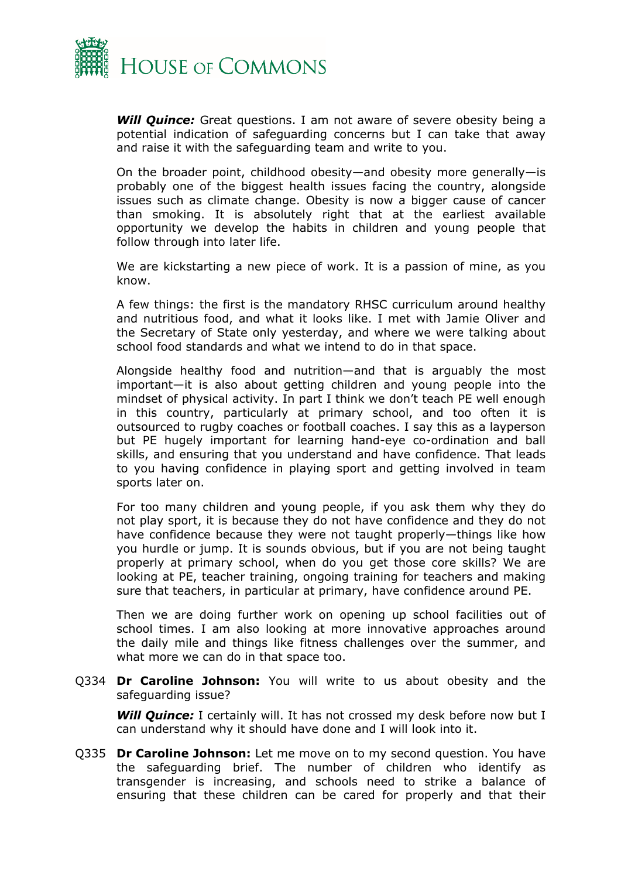***Will Quince:*** Great questions. I am not aware of severe obesity being a potential indication of safeguarding concerns but I can take that away and raise it with the safeguarding team and write to you.

On the broader point, childhood obesity—and obesity more generally—is probably one of the biggest health issues facing the country, alongside issues such as climate change. Obesity is now a bigger cause of cancer than smoking. It is absolutely right that at the earliest available opportunity we develop the habits in children and young people that follow through into later life.

We are kickstarting a new piece of work. It is a passion of mine, as you know.

A few things: the first is the mandatory RHSC curriculum around healthy and nutritious food, and what it looks like. I met with Jamie Oliver and the Secretary of State only yesterday, and where we were talking about school food standards and what we intend to do in that space.

Alongside healthy food and nutrition—and that is arguably the most important—it is also about getting children and young people into the mindset of physical activity. In part I think we don't teach PE well enough in this country, particularly at primary school, and too often it is outsourced to rugby coaches or football coaches. I say this as a layperson but PE hugely important for learning hand-eye co-ordination and ball skills, and ensuring that you understand and have confidence. That leads to you having confidence in playing sport and getting involved in team sports later on.

For too many children and young people, if you ask them why they do not play sport, it is because they do not have confidence and they do not have confidence because they were not taught properly—things like how you hurdle or jump. It is sounds obvious, but if you are not being taught properly at primary school, when do you get those core skills? We are looking at PE, teacher training, ongoing training for teachers and making sure that teachers, in particular at primary, have confidence around PE.

Then we are doing further work on opening up school facilities out of school times. I am also looking at more innovative approaches around the daily mile and things like fitness challenges over the summer, and what more we can do in that space too.

Q334 **Dr Caroline Johnson:** You will write to us about obesity and the safeguarding issue?

***Will Quince:*** I certainly will. It has not crossed my desk before now but I can understand why it should have done and I will look into it.

Q335 **Dr Caroline Johnson:** Let me move on to my second question. You have the safeguarding brief. The number of children who identify as transgender is increasing, and schools need to strike a balance of ensuring that these children can be cared for properly and that their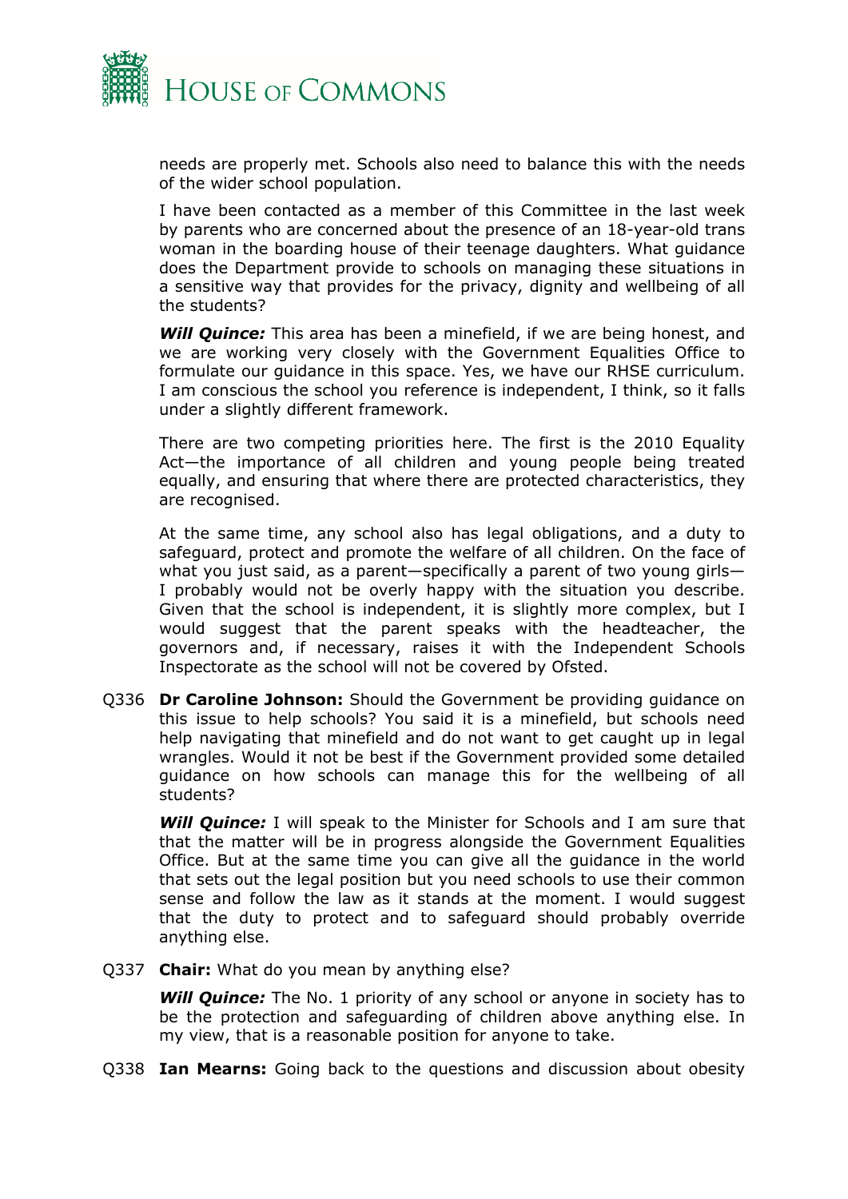needs are properly met. Schools also need to balance this with the needs of the wider school population.

I have been contacted as a member of this Committee in the last week by parents who are concerned about the presence of an 18-year-old trans woman in the boarding house of their teenage daughters. What guidance does the Department provide to schools on managing these situations in a sensitive way that provides for the privacy, dignity and wellbeing of all the students?

***Will Quince:*** This area has been a minefield, if we are being honest, and we are working very closely with the Government Equalities Office to formulate our guidance in this space. Yes, we have our RHSE curriculum. I am conscious the school you reference is independent, I think, so it falls under a slightly different framework.

There are two competing priorities here. The first is the 2010 Equality Act—the importance of all children and young people being treated equally, and ensuring that where there are protected characteristics, they are recognised.

At the same time, any school also has legal obligations, and a duty to safeguard, protect and promote the welfare of all children. On the face of what you just said, as a parent—specifically a parent of two young girls—I probably would not be overly happy with the situation you describe. Given that the school is independent, it is slightly more complex, but I would suggest that the parent speaks with the headteacher, the governors and, if necessary, raises it with the Independent Schools Inspectorate as the school will not be covered by Ofsted.

Q336 **Dr Caroline Johnson:** Should the Government be providing guidance on this issue to help schools? You said it is a minefield, but schools need help navigating that minefield and do not want to get caught up in legal wrangles. Would it not be best if the Government provided some detailed guidance on how schools can manage this for the wellbeing of all students?

***Will Quince:*** I will speak to the Minister for Schools and I am sure that that the matter will be in progress alongside the Government Equalities Office. But at the same time you can give all the guidance in the world that sets out the legal position but you need schools to use their common sense and follow the law as it stands at the moment. I would suggest that the duty to protect and to safeguard should probably override anything else.

Q337 **Chair:** What do you mean by anything else?

***Will Quince:*** The No. 1 priority of any school or anyone in society has to be the protection and safeguarding of children above anything else. In my view, that is a reasonable position for anyone to take.

Q338 **Ian Mearns:** Going back to the questions and discussion about obesity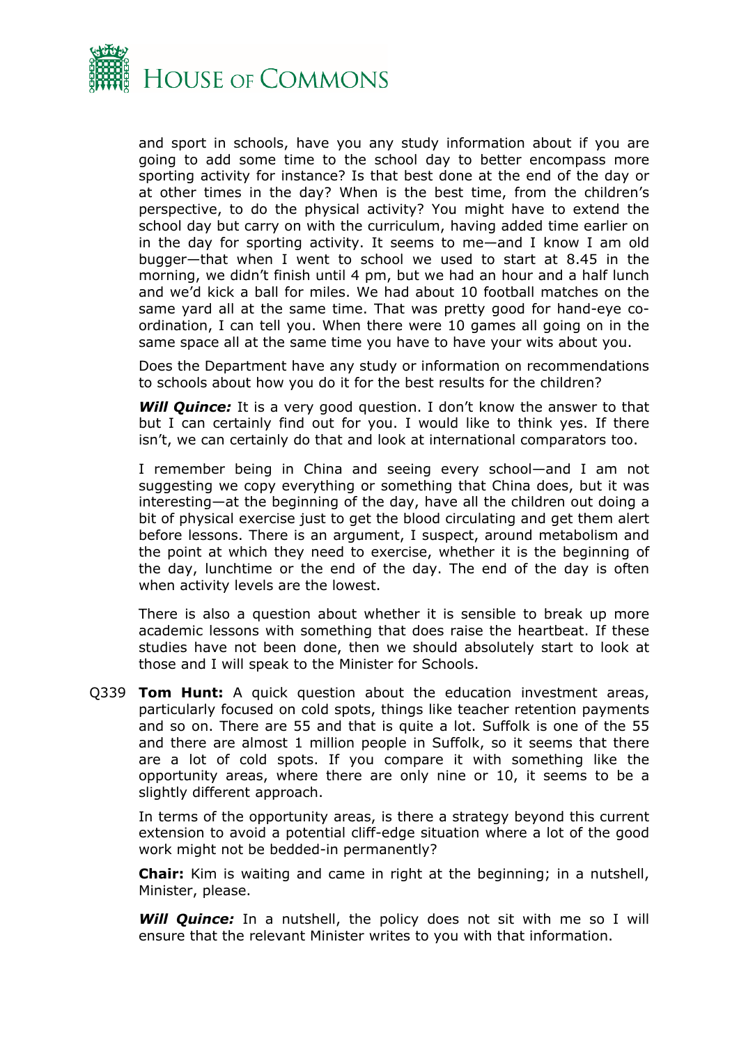and sport in schools, have you any study information about if you are going to add some time to the school day to better encompass more sporting activity for instance? Is that best done at the end of the day or at other times in the day? When is the best time, from the children's perspective, to do the physical activity? You might have to extend the school day but carry on with the curriculum, having added time earlier on in the day for sporting activity. It seems to me—and I know I am old bugger—that when I went to school we used to start at 8.45 in the morning, we didn't finish until 4 pm, but we had an hour and a half lunch and we'd kick a ball for miles. We had about 10 football matches on the same yard all at the same time. That was pretty good for hand-eye co-ordination, I can tell you. When there were 10 games all going on in the same space all at the same time you have to have your wits about you.

Does the Department have any study or information on recommendations to schools about how you do it for the best results for the children?

***Will Quince:*** It is a very good question. I don't know the answer to that but I can certainly find out for you. I would like to think yes. If there isn't, we can certainly do that and look at international comparators too.

I remember being in China and seeing every school—and I am not suggesting we copy everything or something that China does, but it was interesting—at the beginning of the day, have all the children out doing a bit of physical exercise just to get the blood circulating and get them alert before lessons. There is an argument, I suspect, around metabolism and the point at which they need to exercise, whether it is the beginning of the day, lunchtime or the end of the day. The end of the day is often when activity levels are the lowest.

There is also a question about whether it is sensible to break up more academic lessons with something that does raise the heartbeat. If these studies have not been done, then we should absolutely start to look at those and I will speak to the Minister for Schools.

Q339 **Tom Hunt:** A quick question about the education investment areas, particularly focused on cold spots, things like teacher retention payments and so on. There are 55 and that is quite a lot. Suffolk is one of the 55 and there are almost 1 million people in Suffolk, so it seems that there are a lot of cold spots. If you compare it with something like the opportunity areas, where there are only nine or 10, it seems to be a slightly different approach.

In terms of the opportunity areas, is there a strategy beyond this current extension to avoid a potential cliff-edge situation where a lot of the good work might not be bedded-in permanently?

**Chair:** Kim is waiting and came in right at the beginning; in a nutshell, Minister, please.

***Will Quince:*** In a nutshell, the policy does not sit with me so I will ensure that the relevant Minister writes to you with that information.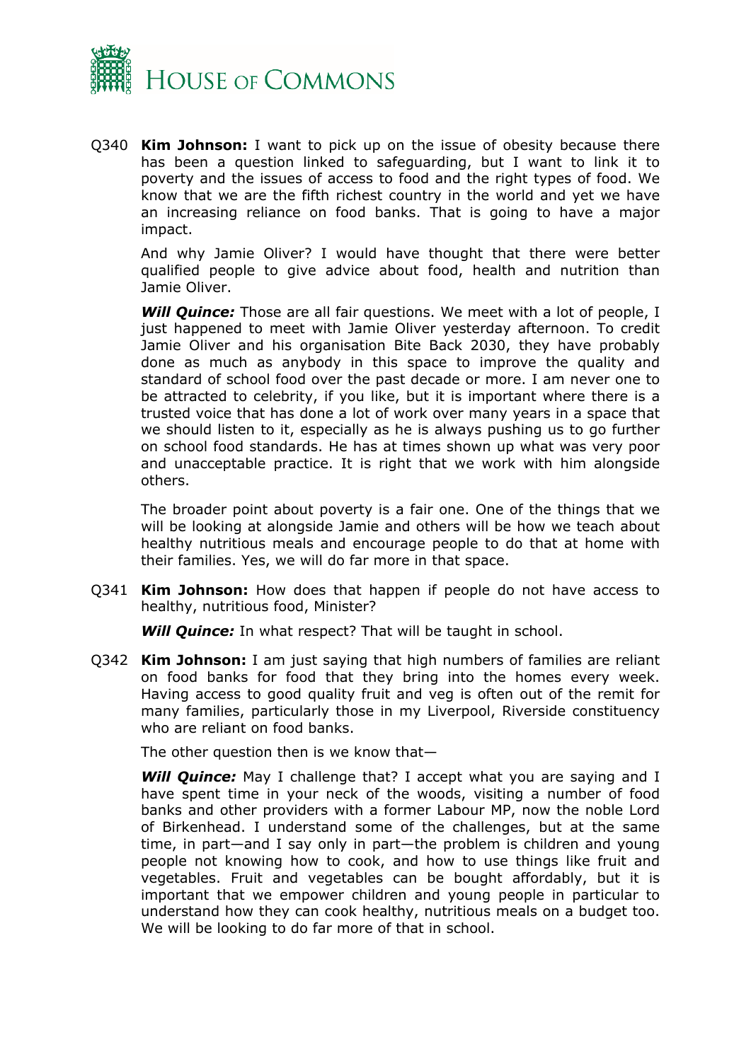Q340 **Kim Johnson:** I want to pick up on the issue of obesity because there has been a question linked to safeguarding, but I want to link it to poverty and the issues of access to food and the right types of food. We know that we are the fifth richest country in the world and yet we have an increasing reliance on food banks. That is going to have a major impact.

And why Jamie Oliver? I would have thought that there were better qualified people to give advice about food, health and nutrition than Jamie Oliver.

***Will Quince:*** Those are all fair questions. We meet with a lot of people, I just happened to meet with Jamie Oliver yesterday afternoon. To credit Jamie Oliver and his organisation Bite Back 2030, they have probably done as much as anybody in this space to improve the quality and standard of school food over the past decade or more. I am never one to be attracted to celebrity, if you like, but it is important where there is a trusted voice that has done a lot of work over many years in a space that we should listen to it, especially as he is always pushing us to go further on school food standards. He has at times shown up what was very poor and unacceptable practice. It is right that we work with him alongside others.

The broader point about poverty is a fair one. One of the things that we will be looking at alongside Jamie and others will be how we teach about healthy nutritious meals and encourage people to do that at home with their families. Yes, we will do far more in that space.

Q341 **Kim Johnson:** How does that happen if people do not have access to healthy, nutritious food, Minister?

***Will Quince:*** In what respect? That will be taught in school.

Q342 **Kim Johnson:** I am just saying that high numbers of families are reliant on food banks for food that they bring into the homes every week. Having access to good quality fruit and veg is often out of the remit for many families, particularly those in my Liverpool, Riverside constituency who are reliant on food banks.

The other question then is we know that—

***Will Quince:*** May I challenge that? I accept what you are saying and I have spent time in your neck of the woods, visiting a number of food banks and other providers with a former Labour MP, now the noble Lord of Birkenhead. I understand some of the challenges, but at the same time, in part—and I say only in part—the problem is children and young people not knowing how to cook, and how to use things like fruit and vegetables. Fruit and vegetables can be bought affordably, but it is important that we empower children and young people in particular to understand how they can cook healthy, nutritious meals on a budget too. We will be looking to do far more of that in school.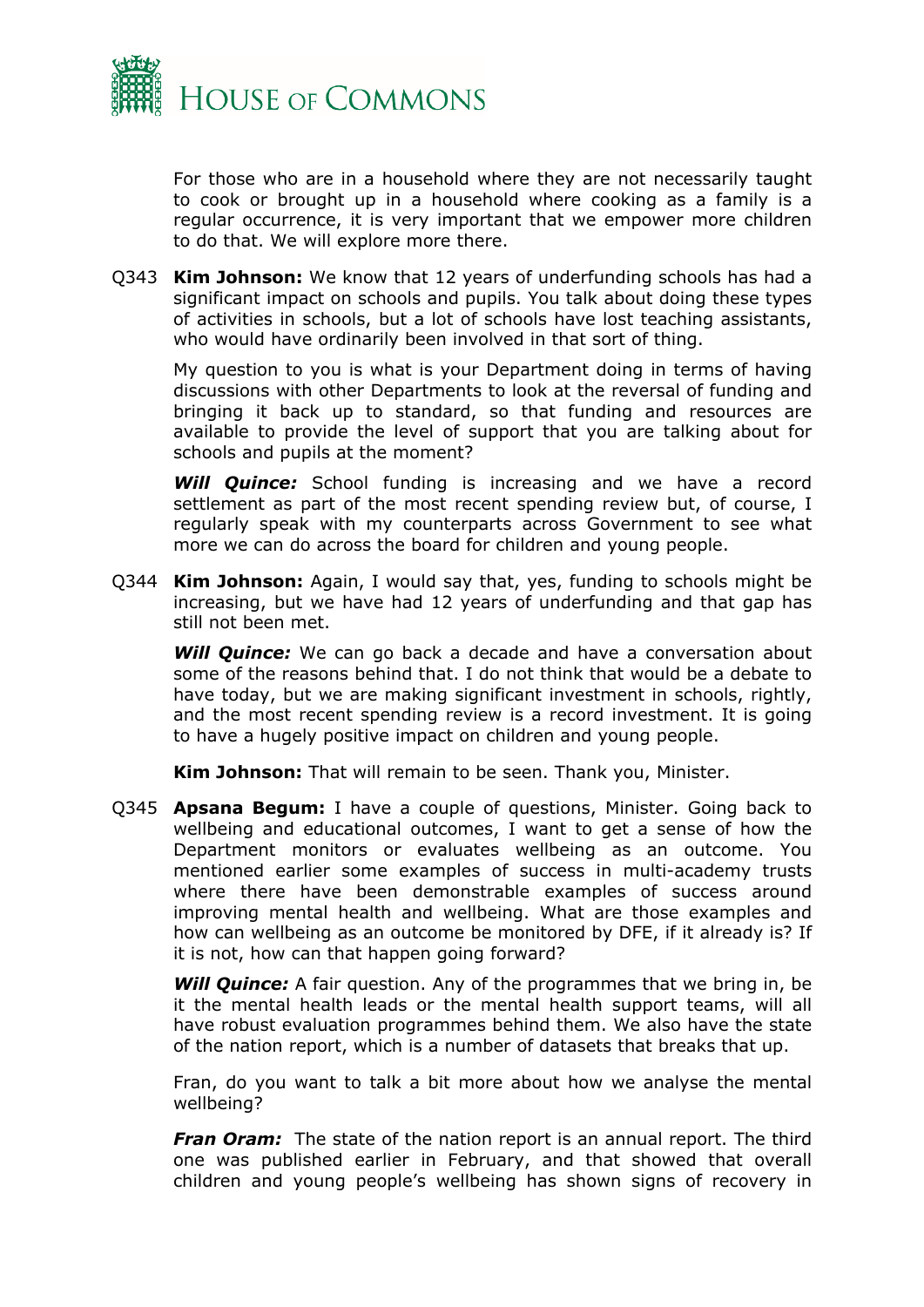For those who are in a household where they are not necessarily taught to cook or brought up in a household where cooking as a family is a regular occurrence, it is very important that we empower more children to do that. We will explore more there.

Q343 **Kim Johnson:** We know that 12 years of underfunding schools has had a significant impact on schools and pupils. You talk about doing these types of activities in schools, but a lot of schools have lost teaching assistants, who would have ordinarily been involved in that sort of thing.

My question to you is what is your Department doing in terms of having discussions with other Departments to look at the reversal of funding and bringing it back up to standard, so that funding and resources are available to provide the level of support that you are talking about for schools and pupils at the moment?

***Will Quince:*** School funding is increasing and we have a record settlement as part of the most recent spending review but, of course, I regularly speak with my counterparts across Government to see what more we can do across the board for children and young people.

Q344 **Kim Johnson:** Again, I would say that, yes, funding to schools might be increasing, but we have had 12 years of underfunding and that gap has still not been met.

***Will Quince:*** We can go back a decade and have a conversation about some of the reasons behind that. I do not think that would be a debate to have today, but we are making significant investment in schools, rightly, and the most recent spending review is a record investment. It is going to have a hugely positive impact on children and young people.

**Kim Johnson:** That will remain to be seen. Thank you, Minister.

Q345 **Apsana Begum:** I have a couple of questions, Minister. Going back to wellbeing and educational outcomes, I want to get a sense of how the Department monitors or evaluates wellbeing as an outcome. You mentioned earlier some examples of success in multi-academy trusts where there have been demonstrable examples of success around improving mental health and wellbeing. What are those examples and how can wellbeing as an outcome be monitored by DFE, if it already is? If it is not, how can that happen going forward?

***Will Quince:*** A fair question. Any of the programmes that we bring in, be it the mental health leads or the mental health support teams, will all have robust evaluation programmes behind them. We also have the state of the nation report, which is a number of datasets that breaks that up.

Fran, do you want to talk a bit more about how we analyse the mental wellbeing?

***Fran Oram:*** The state of the nation report is an annual report. The third one was published earlier in February, and that showed that overall children and young people's wellbeing has shown signs of recovery in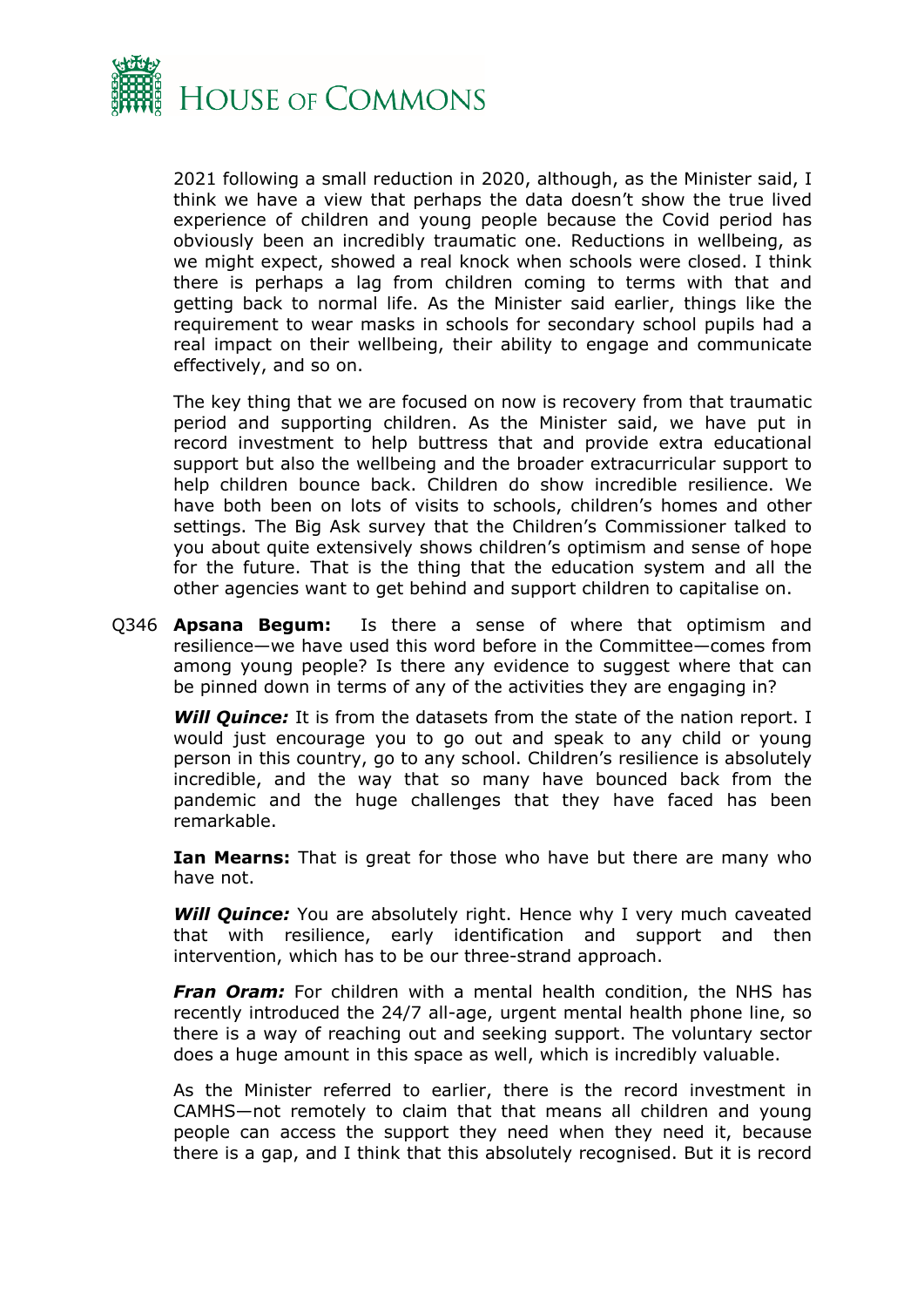2021 following a small reduction in 2020, although, as the Minister said, I think we have a view that perhaps the data doesn't show the true lived experience of children and young people because the Covid period has obviously been an incredibly traumatic one. Reductions in wellbeing, as we might expect, showed a real knock when schools were closed. I think there is perhaps a lag from children coming to terms with that and getting back to normal life. As the Minister said earlier, things like the requirement to wear masks in schools for secondary school pupils had a real impact on their wellbeing, their ability to engage and communicate effectively, and so on.

The key thing that we are focused on now is recovery from that traumatic period and supporting children. As the Minister said, we have put in record investment to help buttress that and provide extra educational support but also the wellbeing and the broader extracurricular support to help children bounce back. Children do show incredible resilience. We have both been on lots of visits to schools, children's homes and other settings. The Big Ask survey that the Children's Commissioner talked to you about quite extensively shows children's optimism and sense of hope for the future. That is the thing that the education system and all the other agencies want to get behind and support children to capitalise on.

Q346 **Apsana Begum:** Is there a sense of where that optimism and resilience—we have used this word before in the Committee—comes from among young people? Is there any evidence to suggest where that can be pinned down in terms of any of the activities they are engaging in?

***Will Quince:*** It is from the datasets from the state of the nation report. I would just encourage you to go out and speak to any child or young person in this country, go to any school. Children's resilience is absolutely incredible, and the way that so many have bounced back from the pandemic and the huge challenges that they have faced has been remarkable.

**Ian Mearns:** That is great for those who have but there are many who have not.

***Will Quince:*** You are absolutely right. Hence why I very much caveated that with resilience, early identification and support and then intervention, which has to be our three-strand approach.

***Fran Oram:*** For children with a mental health condition, the NHS has recently introduced the 24/7 all-age, urgent mental health phone line, so there is a way of reaching out and seeking support. The voluntary sector does a huge amount in this space as well, which is incredibly valuable.

As the Minister referred to earlier, there is the record investment in CAMHS—not remotely to claim that that means all children and young people can access the support they need when they need it, because there is a gap, and I think that this absolutely recognised. But it is record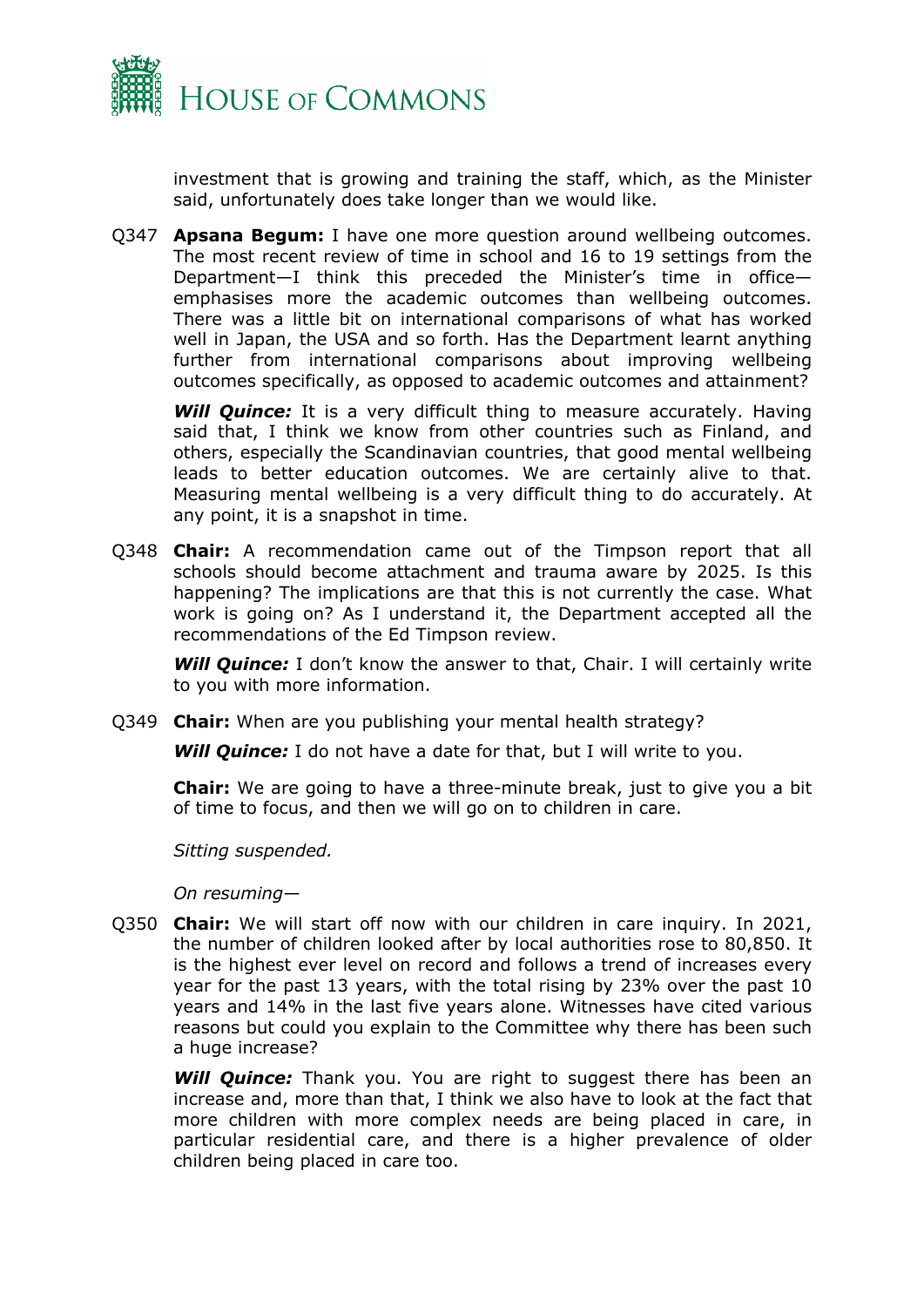investment that is growing and training the staff, which, as the Minister said, unfortunately does take longer than we would like.

Q347 **Apsana Begum:** I have one more question around wellbeing outcomes. The most recent review of time in school and 16 to 19 settings from the Department—I think this preceded the Minister's time in office—emphasises more the academic outcomes than wellbeing outcomes. There was a little bit on international comparisons of what has worked well in Japan, the USA and so forth. Has the Department learnt anything further from international comparisons about improving wellbeing outcomes specifically, as opposed to academic outcomes and attainment?

***Will Quince:*** It is a very difficult thing to measure accurately. Having said that, I think we know from other countries such as Finland, and others, especially the Scandinavian countries, that good mental wellbeing leads to better education outcomes. We are certainly alive to that. Measuring mental wellbeing is a very difficult thing to do accurately. At any point, it is a snapshot in time.

Q348 **Chair:** A recommendation came out of the Timpson report that all schools should become attachment and trauma aware by 2025. Is this happening? The implications are that this is not currently the case. What work is going on? As I understand it, the Department accepted all the recommendations of the Ed Timpson review.

***Will Quince:*** I don't know the answer to that, Chair. I will certainly write to you with more information.

Q349 **Chair:** When are you publishing your mental health strategy?

***Will Quince:*** I do not have a date for that, but I will write to you.

**Chair:** We are going to have a three-minute break, just to give you a bit of time to focus, and then we will go on to children in care.

*Sitting suspended.*

*On resuming—*

Q350 **Chair:** We will start off now with our children in care inquiry. In 2021, the number of children looked after by local authorities rose to 80,850. It is the highest ever level on record and follows a trend of increases every year for the past 13 years, with the total rising by 23% over the past 10 years and 14% in the last five years alone. Witnesses have cited various reasons but could you explain to the Committee why there has been such a huge increase?

***Will Quince:*** Thank you. You are right to suggest there has been an increase and, more than that, I think we also have to look at the fact that more children with more complex needs are being placed in care, in particular residential care, and there is a higher prevalence of older children being placed in care too.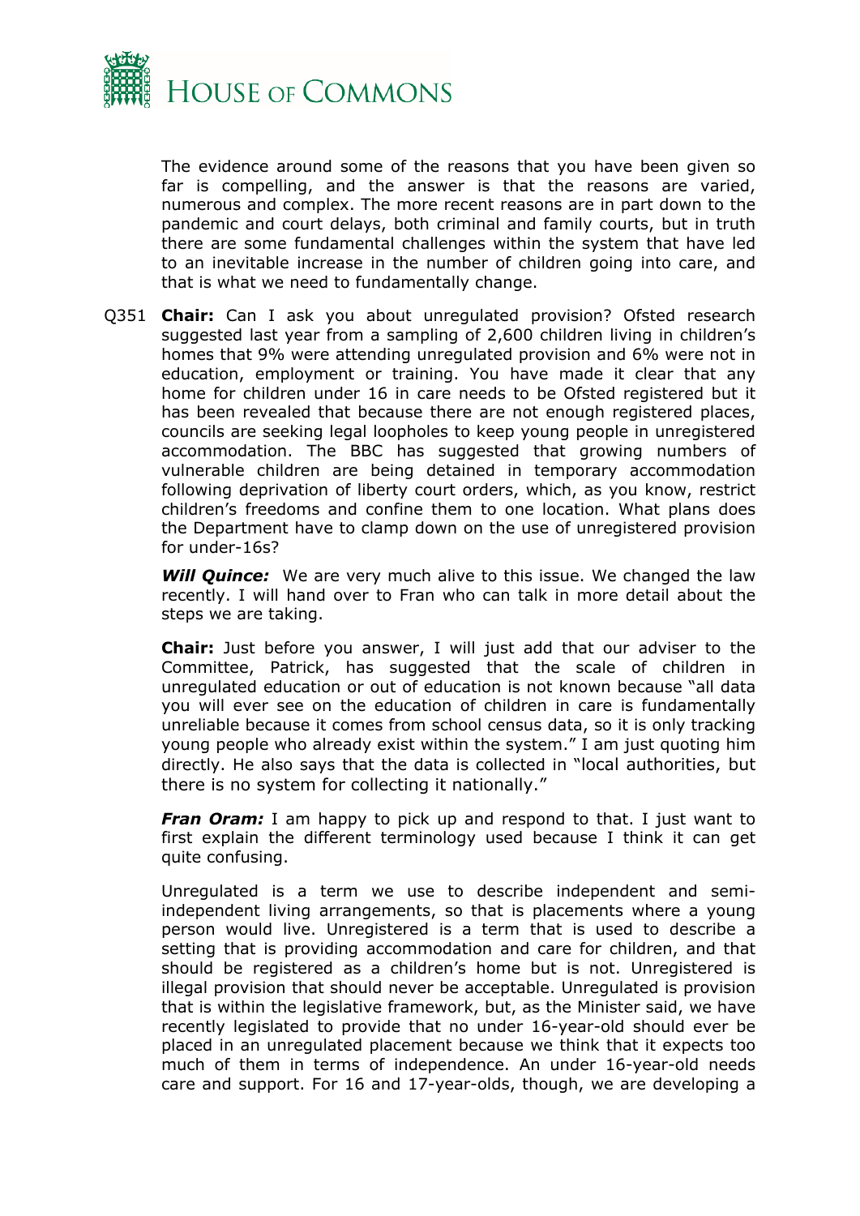The evidence around some of the reasons that you have been given so far is compelling, and the answer is that the reasons are varied, numerous and complex. The more recent reasons are in part down to the pandemic and court delays, both criminal and family courts, but in truth there are some fundamental challenges within the system that have led to an inevitable increase in the number of children going into care, and that is what we need to fundamentally change.

Q351 **Chair:** Can I ask you about unregulated provision? Ofsted research suggested last year from a sampling of 2,600 children living in children's homes that 9% were attending unregulated provision and 6% were not in education, employment or training. You have made it clear that any home for children under 16 in care needs to be Ofsted registered but it has been revealed that because there are not enough registered places, councils are seeking legal loopholes to keep young people in unregistered accommodation. The BBC has suggested that growing numbers of vulnerable children are being detained in temporary accommodation following deprivation of liberty court orders, which, as you know, restrict children's freedoms and confine them to one location. What plans does the Department have to clamp down on the use of unregistered provision for under-16s?

***Will Quince:*** We are very much alive to this issue. We changed the law recently. I will hand over to Fran who can talk in more detail about the steps we are taking.

**Chair:** Just before you answer, I will just add that our adviser to the Committee, Patrick, has suggested that the scale of children in unregulated education or out of education is not known because "all data you will ever see on the education of children in care is fundamentally unreliable because it comes from school census data, so it is only tracking young people who already exist within the system." I am just quoting him directly. He also says that the data is collected in "local authorities, but there is no system for collecting it nationally."

***Fran Oram:*** I am happy to pick up and respond to that. I just want to first explain the different terminology used because I think it can get quite confusing.

Unregulated is a term we use to describe independent and semi-independent living arrangements, so that is placements where a young person would live. Unregistered is a term that is used to describe a setting that is providing accommodation and care for children, and that should be registered as a children's home but is not. Unregistered is illegal provision that should never be acceptable. Unregulated is provision that is within the legislative framework, but, as the Minister said, we have recently legislated to provide that no under 16-year-old should ever be placed in an unregulated placement because we think that it expects too much of them in terms of independence. An under 16-year-old needs care and support. For 16 and 17-year-olds, though, we are developing a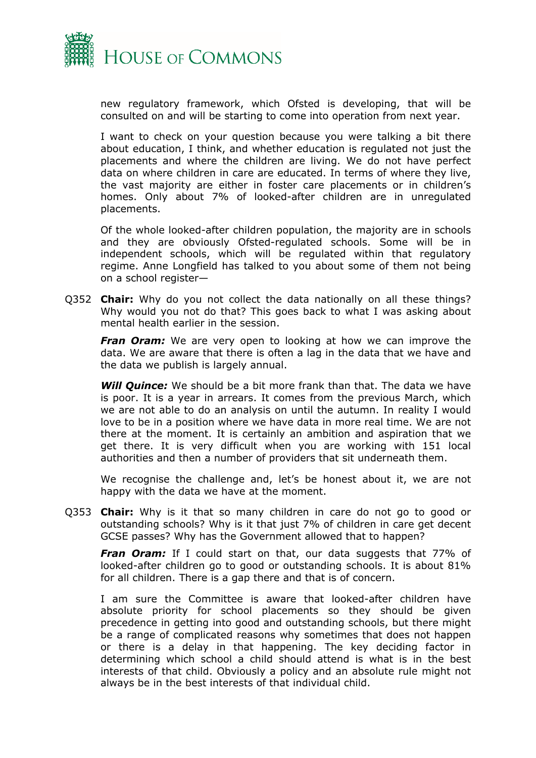new regulatory framework, which Ofsted is developing, that will be consulted on and will be starting to come into operation from next year.

I want to check on your question because you were talking a bit there about education, I think, and whether education is regulated not just the placements and where the children are living. We do not have perfect data on where children in care are educated. In terms of where they live, the vast majority are either in foster care placements or in children's homes. Only about 7% of looked-after children are in unregulated placements.

Of the whole looked-after children population, the majority are in schools and they are obviously Ofsted-regulated schools. Some will be in independent schools, which will be regulated within that regulatory regime. Anne Longfield has talked to you about some of them not being on a school register—

Q352 **Chair:** Why do you not collect the data nationally on all these things? Why would you not do that? This goes back to what I was asking about mental health earlier in the session.

***Fran Oram:*** We are very open to looking at how we can improve the data. We are aware that there is often a lag in the data that we have and the data we publish is largely annual.

***Will Quince:*** We should be a bit more frank than that. The data we have is poor. It is a year in arrears. It comes from the previous March, which we are not able to do an analysis on until the autumn. In reality I would love to be in a position where we have data in more real time. We are not there at the moment. It is certainly an ambition and aspiration that we get there. It is very difficult when you are working with 151 local authorities and then a number of providers that sit underneath them.

We recognise the challenge and, let's be honest about it, we are not happy with the data we have at the moment.

Q353 **Chair:** Why is it that so many children in care do not go to good or outstanding schools? Why is it that just 7% of children in care get decent GCSE passes? Why has the Government allowed that to happen?

***Fran Oram:*** If I could start on that, our data suggests that 77% of looked-after children go to good or outstanding schools. It is about 81% for all children. There is a gap there and that is of concern.

I am sure the Committee is aware that looked-after children have absolute priority for school placements so they should be given precedence in getting into good and outstanding schools, but there might be a range of complicated reasons why sometimes that does not happen or there is a delay in that happening. The key deciding factor in determining which school a child should attend is what is in the best interests of that child. Obviously a policy and an absolute rule might not always be in the best interests of that individual child.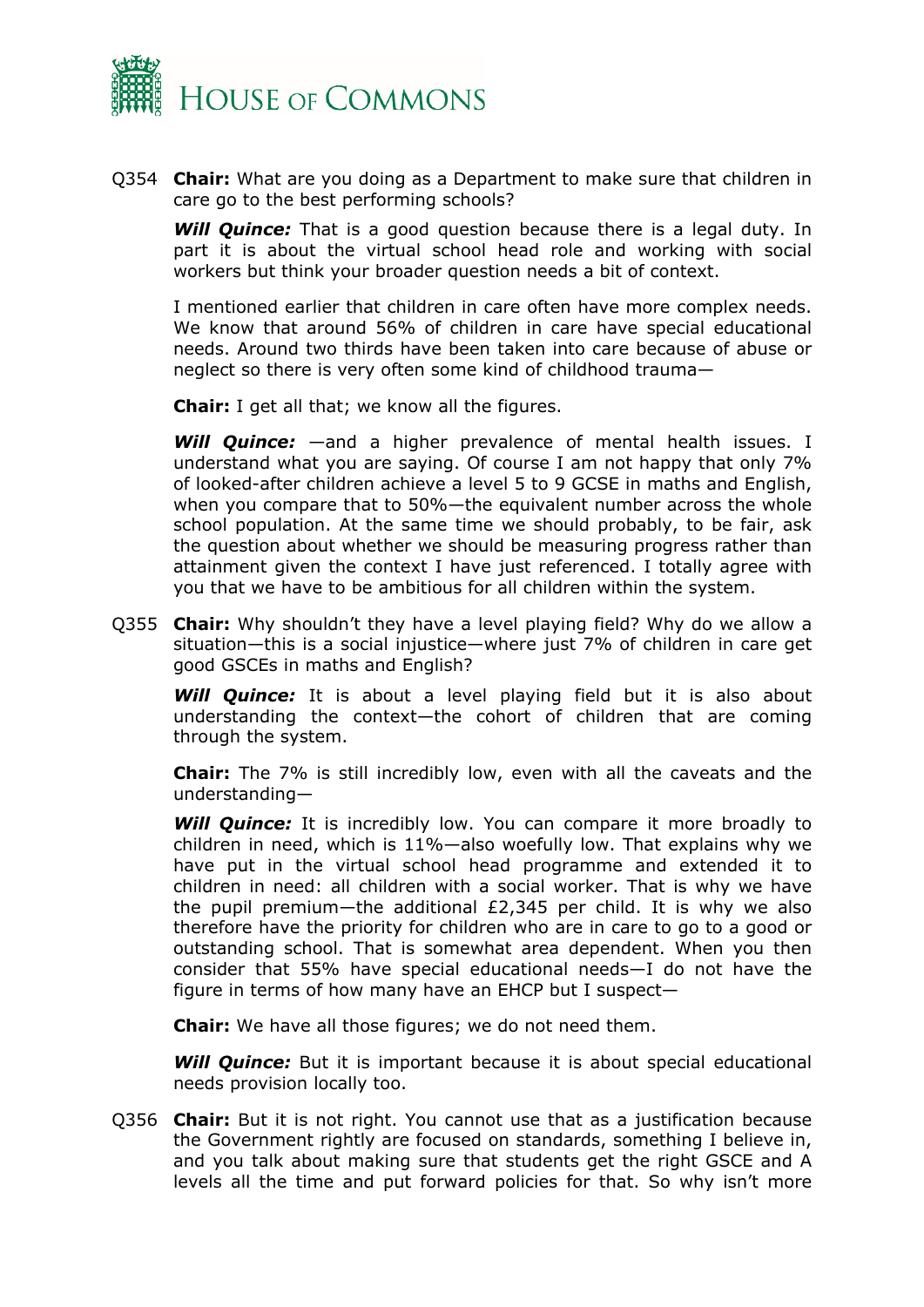Q354 **Chair:** What are you doing as a Department to make sure that children in care go to the best performing schools?

***Will Quince:*** That is a good question because there is a legal duty. In part it is about the virtual school head role and working with social workers but think your broader question needs a bit of context.

I mentioned earlier that children in care often have more complex needs. We know that around 56% of children in care have special educational needs. Around two thirds have been taken into care because of abuse or neglect so there is very often some kind of childhood trauma—

**Chair:** I get all that; we know all the figures.

***Will Quince:*** —and a higher prevalence of mental health issues. I understand what you are saying. Of course I am not happy that only 7% of looked-after children achieve a level 5 to 9 GCSE in maths and English, when you compare that to 50%—the equivalent number across the whole school population. At the same time we should probably, to be fair, ask the question about whether we should be measuring progress rather than attainment given the context I have just referenced. I totally agree with you that we have to be ambitious for all children within the system.

Q355 **Chair:** Why shouldn't they have a level playing field? Why do we allow a situation—this is a social injustice—where just 7% of children in care get good GSCEs in maths and English?

***Will Quince:*** It is about a level playing field but it is also about understanding the context—the cohort of children that are coming through the system.

**Chair:** The 7% is still incredibly low, even with all the caveats and the understanding—

***Will Quince:*** It is incredibly low. You can compare it more broadly to children in need, which is 11%—also woefully low. That explains why we have put in the virtual school head programme and extended it to children in need: all children with a social worker. That is why we have the pupil premium—the additional £2,345 per child. It is why we also therefore have the priority for children who are in care to go to a good or outstanding school. That is somewhat area dependent. When you then consider that 55% have special educational needs—I do not have the figure in terms of how many have an EHCP but I suspect—

**Chair:** We have all those figures; we do not need them.

***Will Quince:*** But it is important because it is about special educational needs provision locally too.

Q356 **Chair:** But it is not right. You cannot use that as a justification because the Government rightly are focused on standards, something I believe in, and you talk about making sure that students get the right GSCE and A levels all the time and put forward policies for that. So why isn't more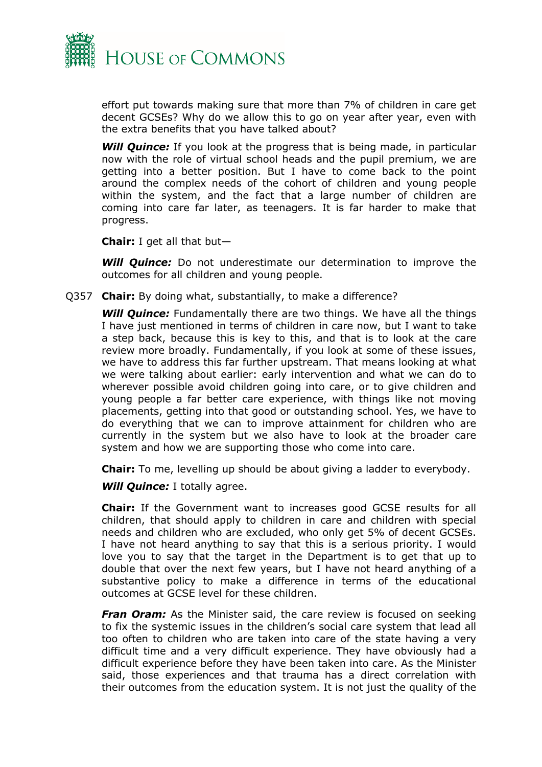effort put towards making sure that more than 7% of children in care get decent GCSEs? Why do we allow this to go on year after year, even with the extra benefits that you have talked about?

***Will Quince:*** If you look at the progress that is being made, in particular now with the role of virtual school heads and the pupil premium, we are getting into a better position. But I have to come back to the point around the complex needs of the cohort of children and young people within the system, and the fact that a large number of children are coming into care far later, as teenagers. It is far harder to make that progress.

**Chair:** I get all that but—

***Will Quince:*** Do not underestimate our determination to improve the outcomes for all children and young people.

Q357 **Chair:** By doing what, substantially, to make a difference?

***Will Quince:*** Fundamentally there are two things. We have all the things I have just mentioned in terms of children in care now, but I want to take a step back, because this is key to this, and that is to look at the care review more broadly. Fundamentally, if you look at some of these issues, we have to address this far further upstream. That means looking at what we were talking about earlier: early intervention and what we can do to wherever possible avoid children going into care, or to give children and young people a far better care experience, with things like not moving placements, getting into that good or outstanding school. Yes, we have to do everything that we can to improve attainment for children who are currently in the system but we also have to look at the broader care system and how we are supporting those who come into care.

**Chair:** To me, levelling up should be about giving a ladder to everybody.

***Will Quince:*** I totally agree.

**Chair:** If the Government want to increases good GCSE results for all children, that should apply to children in care and children with special needs and children who are excluded, who only get 5% of decent GCSEs. I have not heard anything to say that this is a serious priority. I would love you to say that the target in the Department is to get that up to double that over the next few years, but I have not heard anything of a substantive policy to make a difference in terms of the educational outcomes at GCSE level for these children.

***Fran Oram:*** As the Minister said, the care review is focused on seeking to fix the systemic issues in the children's social care system that lead all too often to children who are taken into care of the state having a very difficult time and a very difficult experience. They have obviously had a difficult experience before they have been taken into care. As the Minister said, those experiences and that trauma has a direct correlation with their outcomes from the education system. It is not just the quality of the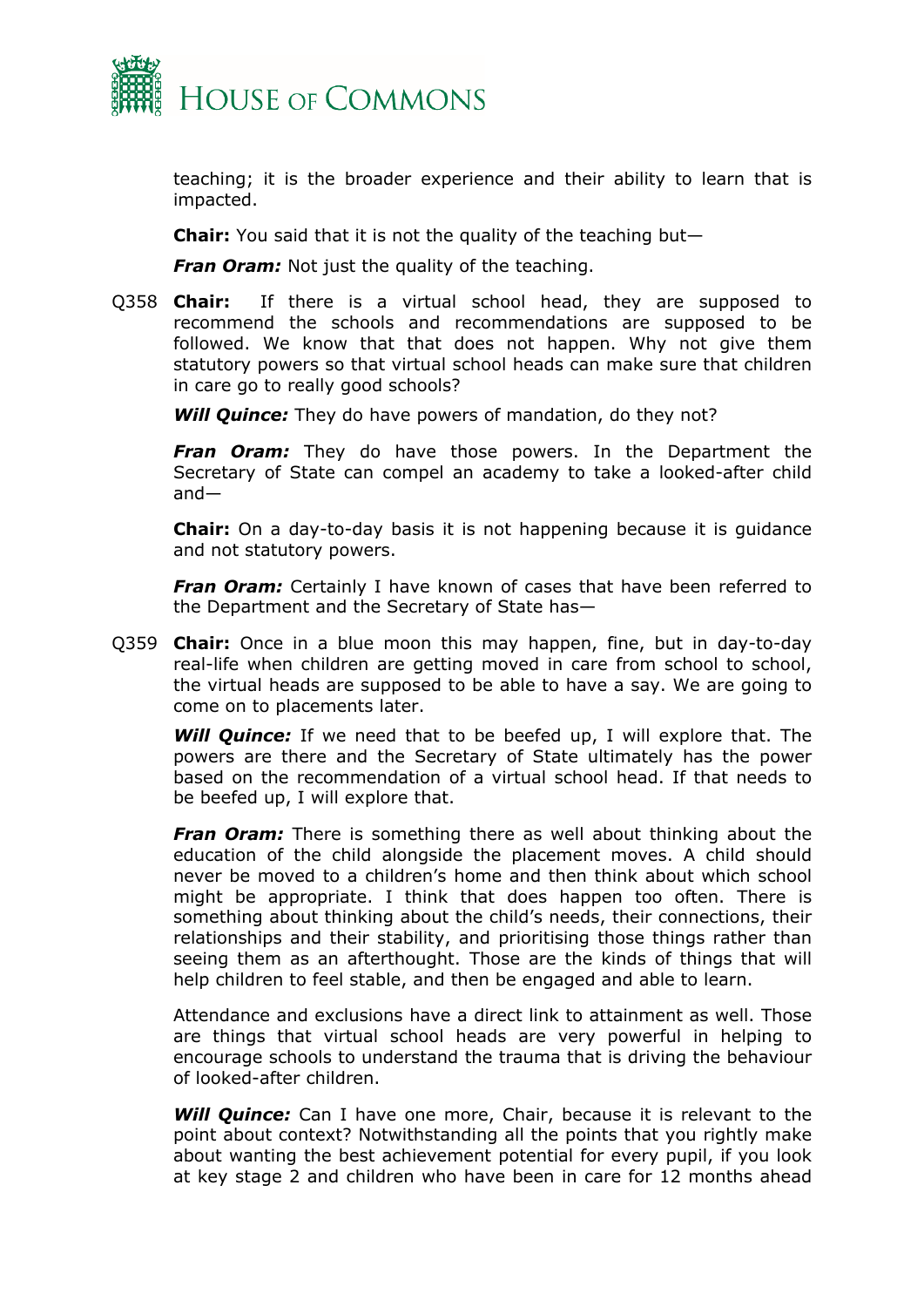teaching; it is the broader experience and their ability to learn that is impacted.

**Chair:** You said that it is not the quality of the teaching but—

***Fran Oram:*** Not just the quality of the teaching.

Q358 **Chair:** If there is a virtual school head, they are supposed to recommend the schools and recommendations are supposed to be followed. We know that that does not happen. Why not give them statutory powers so that virtual school heads can make sure that children in care go to really good schools?

***Will Quince:*** They do have powers of mandation, do they not?

***Fran Oram:*** They do have those powers. In the Department the Secretary of State can compel an academy to take a looked-after child and—

**Chair:** On a day-to-day basis it is not happening because it is guidance and not statutory powers.

***Fran Oram:*** Certainly I have known of cases that have been referred to the Department and the Secretary of State has—

Q359 **Chair:** Once in a blue moon this may happen, fine, but in day-to-day real-life when children are getting moved in care from school to school, the virtual heads are supposed to be able to have a say. We are going to come on to placements later.

***Will Quince:*** If we need that to be beefed up, I will explore that. The powers are there and the Secretary of State ultimately has the power based on the recommendation of a virtual school head. If that needs to be beefed up, I will explore that.

***Fran Oram:*** There is something there as well about thinking about the education of the child alongside the placement moves. A child should never be moved to a children's home and then think about which school might be appropriate. I think that does happen too often. There is something about thinking about the child's needs, their connections, their relationships and their stability, and prioritising those things rather than seeing them as an afterthought. Those are the kinds of things that will help children to feel stable, and then be engaged and able to learn.

Attendance and exclusions have a direct link to attainment as well. Those are things that virtual school heads are very powerful in helping to encourage schools to understand the trauma that is driving the behaviour of looked-after children.

***Will Quince:*** Can I have one more, Chair, because it is relevant to the point about context? Notwithstanding all the points that you rightly make about wanting the best achievement potential for every pupil, if you look at key stage 2 and children who have been in care for 12 months ahead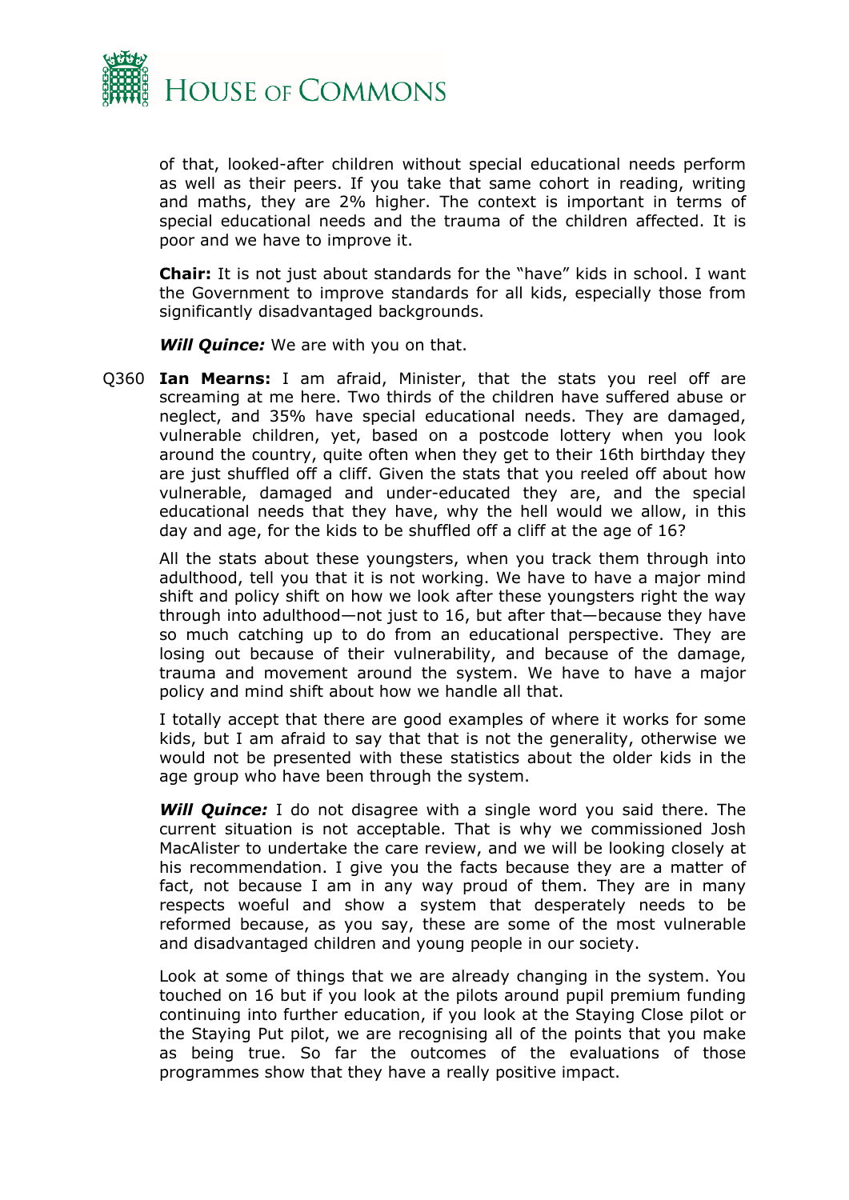of that, looked-after children without special educational needs perform as well as their peers. If you take that same cohort in reading, writing and maths, they are 2% higher. The context is important in terms of special educational needs and the trauma of the children affected. It is poor and we have to improve it.

**Chair:** It is not just about standards for the "have" kids in school. I want the Government to improve standards for all kids, especially those from significantly disadvantaged backgrounds.

***Will Quince:*** We are with you on that.

Q360 **Ian Mearns:** I am afraid, Minister, that the stats you reel off are screaming at me here. Two thirds of the children have suffered abuse or neglect, and 35% have special educational needs. They are damaged, vulnerable children, yet, based on a postcode lottery when you look around the country, quite often when they get to their 16th birthday they are just shuffled off a cliff. Given the stats that you reeled off about how vulnerable, damaged and under-educated they are, and the special educational needs that they have, why the hell would we allow, in this day and age, for the kids to be shuffled off a cliff at the age of 16?

All the stats about these youngsters, when you track them through into adulthood, tell you that it is not working. We have to have a major mind shift and policy shift on how we look after these youngsters right the way through into adulthood—not just to 16, but after that—because they have so much catching up to do from an educational perspective. They are losing out because of their vulnerability, and because of the damage, trauma and movement around the system. We have to have a major policy and mind shift about how we handle all that.

I totally accept that there are good examples of where it works for some kids, but I am afraid to say that that is not the generality, otherwise we would not be presented with these statistics about the older kids in the age group who have been through the system.

***Will Quince:*** I do not disagree with a single word you said there. The current situation is not acceptable. That is why we commissioned Josh MacAlister to undertake the care review, and we will be looking closely at his recommendation. I give you the facts because they are a matter of fact, not because I am in any way proud of them. They are in many respects woeful and show a system that desperately needs to be reformed because, as you say, these are some of the most vulnerable and disadvantaged children and young people in our society.

Look at some of things that we are already changing in the system. You touched on 16 but if you look at the pilots around pupil premium funding continuing into further education, if you look at the Staying Close pilot or the Staying Put pilot, we are recognising all of the points that you make as being true. So far the outcomes of the evaluations of those programmes show that they have a really positive impact.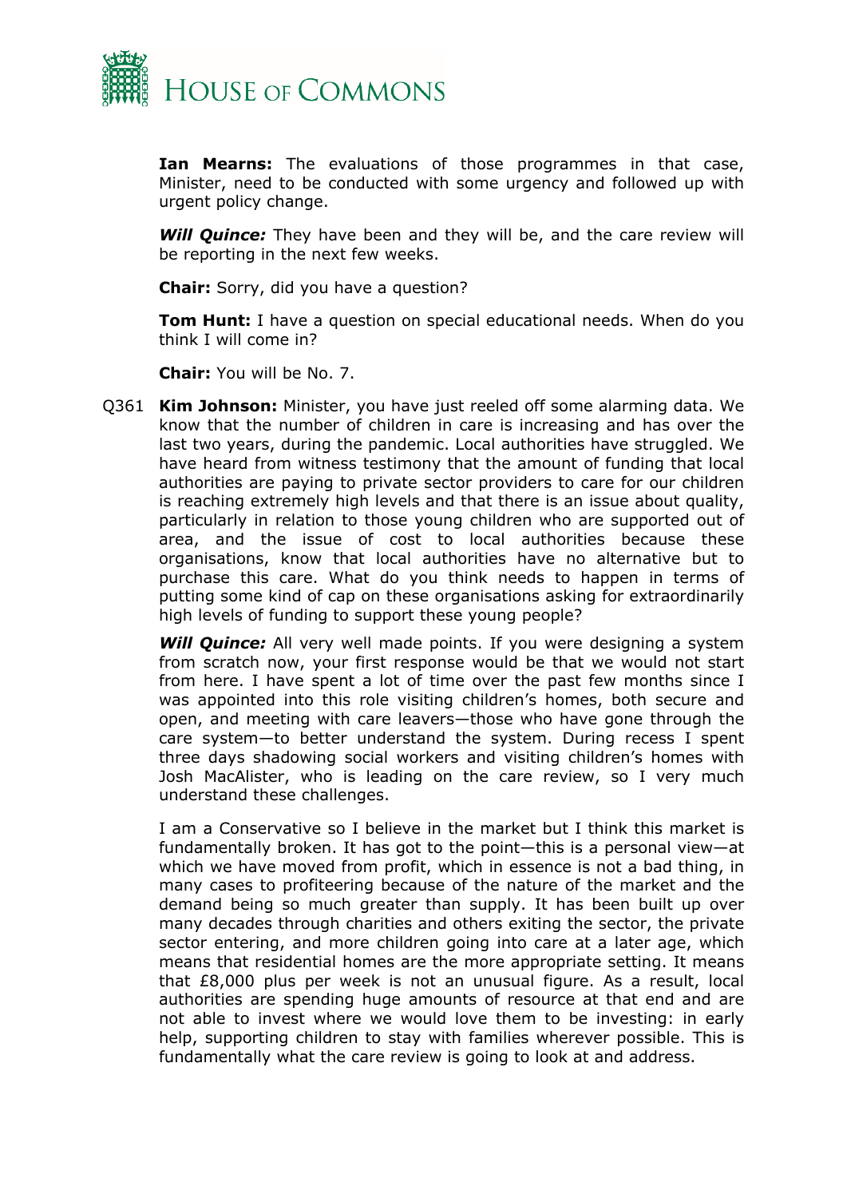**Ian Mearns:** The evaluations of those programmes in that case, Minister, need to be conducted with some urgency and followed up with urgent policy change.

***Will Quince:*** They have been and they will be, and the care review will be reporting in the next few weeks.

**Chair:** Sorry, did you have a question?

**Tom Hunt:** I have a question on special educational needs. When do you think I will come in?

**Chair:** You will be No. 7.

Q361 **Kim Johnson:** Minister, you have just reeled off some alarming data. We know that the number of children in care is increasing and has over the last two years, during the pandemic. Local authorities have struggled. We have heard from witness testimony that the amount of funding that local authorities are paying to private sector providers to care for our children is reaching extremely high levels and that there is an issue about quality, particularly in relation to those young children who are supported out of area, and the issue of cost to local authorities because these organisations, know that local authorities have no alternative but to purchase this care. What do you think needs to happen in terms of putting some kind of cap on these organisations asking for extraordinarily high levels of funding to support these young people?

***Will Quince:*** All very well made points. If you were designing a system from scratch now, your first response would be that we would not start from here. I have spent a lot of time over the past few months since I was appointed into this role visiting children's homes, both secure and open, and meeting with care leavers—those who have gone through the care system—to better understand the system. During recess I spent three days shadowing social workers and visiting children's homes with Josh MacAlister, who is leading on the care review, so I very much understand these challenges.

I am a Conservative so I believe in the market but I think this market is fundamentally broken. It has got to the point—this is a personal view—at which we have moved from profit, which in essence is not a bad thing, in many cases to profiteering because of the nature of the market and the demand being so much greater than supply. It has been built up over many decades through charities and others exiting the sector, the private sector entering, and more children going into care at a later age, which means that residential homes are the more appropriate setting. It means that £8,000 plus per week is not an unusual figure. As a result, local authorities are spending huge amounts of resource at that end and are not able to invest where we would love them to be investing: in early help, supporting children to stay with families wherever possible. This is fundamentally what the care review is going to look at and address.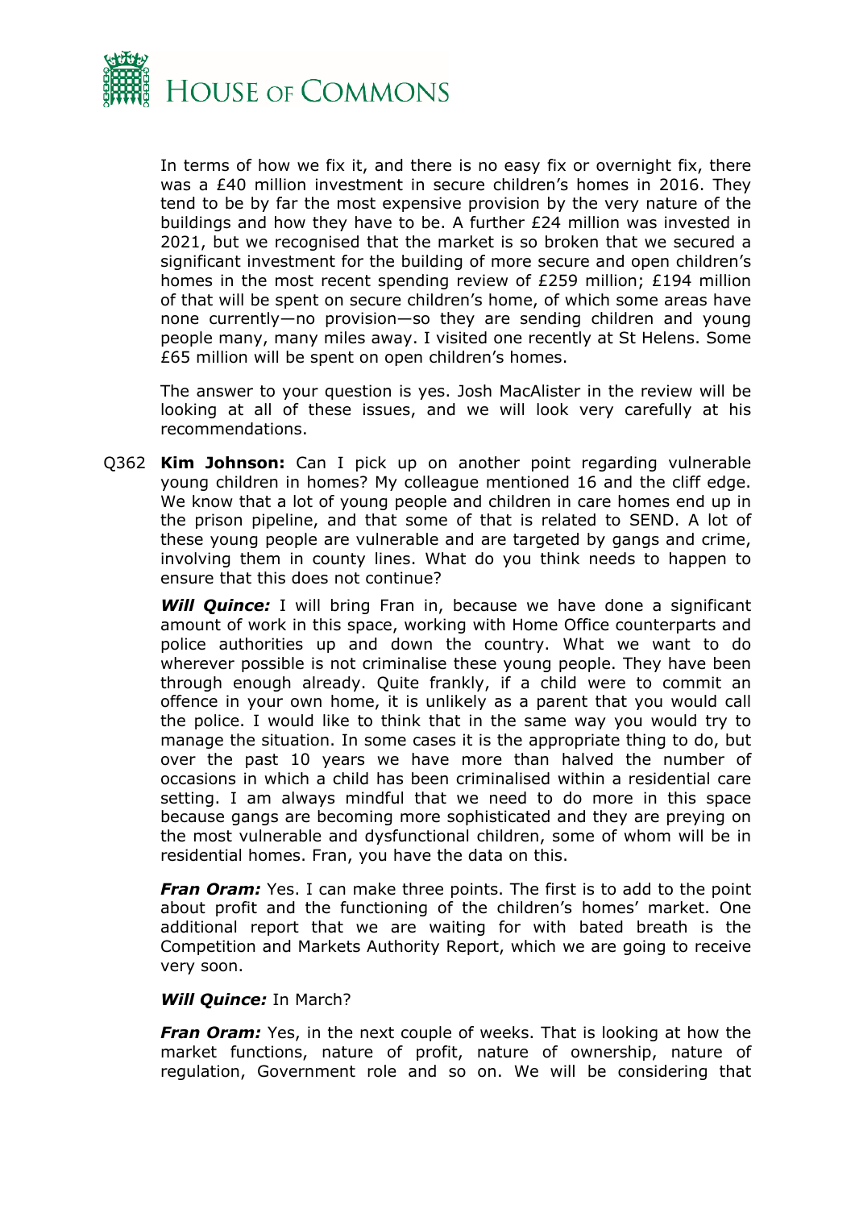In terms of how we fix it, and there is no easy fix or overnight fix, there was a £40 million investment in secure children's homes in 2016. They tend to be by far the most expensive provision by the very nature of the buildings and how they have to be. A further £24 million was invested in 2021, but we recognised that the market is so broken that we secured a significant investment for the building of more secure and open children's homes in the most recent spending review of £259 million; £194 million of that will be spent on secure children's home, of which some areas have none currently—no provision—so they are sending children and young people many, many miles away. I visited one recently at St Helens. Some £65 million will be spent on open children's homes.

The answer to your question is yes. Josh MacAlister in the review will be looking at all of these issues, and we will look very carefully at his recommendations.

Q362 **Kim Johnson:** Can I pick up on another point regarding vulnerable young children in homes? My colleague mentioned 16 and the cliff edge. We know that a lot of young people and children in care homes end up in the prison pipeline, and that some of that is related to SEND. A lot of these young people are vulnerable and are targeted by gangs and crime, involving them in county lines. What do you think needs to happen to ensure that this does not continue?

***Will Quince:*** I will bring Fran in, because we have done a significant amount of work in this space, working with Home Office counterparts and police authorities up and down the country. What we want to do wherever possible is not criminalise these young people. They have been through enough already. Quite frankly, if a child were to commit an offence in your own home, it is unlikely as a parent that you would call the police. I would like to think that in the same way you would try to manage the situation. In some cases it is the appropriate thing to do, but over the past 10 years we have more than halved the number of occasions in which a child has been criminalised within a residential care setting. I am always mindful that we need to do more in this space because gangs are becoming more sophisticated and they are preying on the most vulnerable and dysfunctional children, some of whom will be in residential homes. Fran, you have the data on this.

***Fran Oram:*** Yes. I can make three points. The first is to add to the point about profit and the functioning of the children's homes' market. One additional report that we are waiting for with bated breath is the Competition and Markets Authority Report, which we are going to receive very soon.

***Will Quince:*** In March?

***Fran Oram:*** Yes, in the next couple of weeks. That is looking at how the market functions, nature of profit, nature of ownership, nature of regulation, Government role and so on. We will be considering that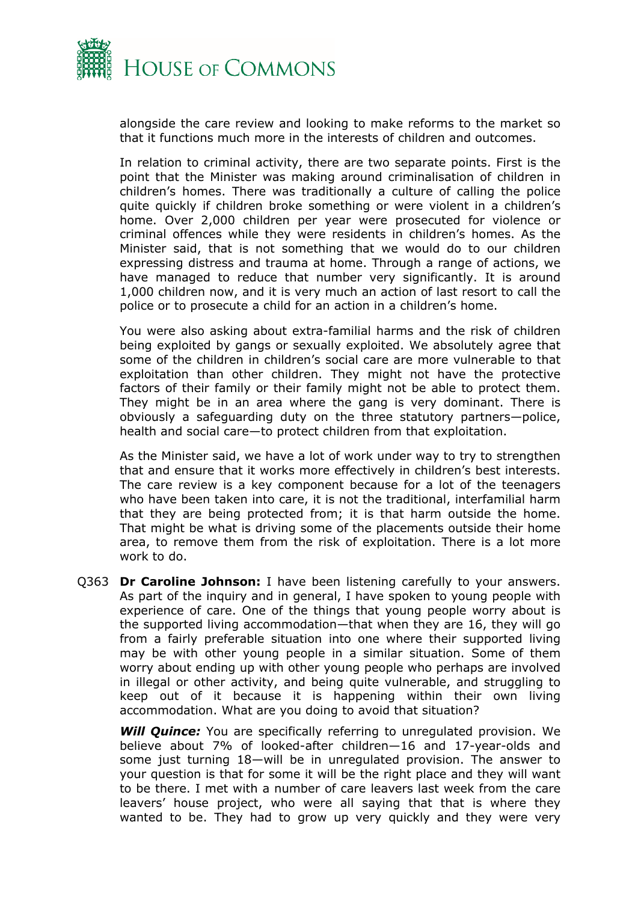alongside the care review and looking to make reforms to the market so that it functions much more in the interests of children and outcomes.

In relation to criminal activity, there are two separate points. First is the point that the Minister was making around criminalisation of children in children's homes. There was traditionally a culture of calling the police quite quickly if children broke something or were violent in a children's home. Over 2,000 children per year were prosecuted for violence or criminal offences while they were residents in children's homes. As the Minister said, that is not something that we would do to our children expressing distress and trauma at home. Through a range of actions, we have managed to reduce that number very significantly. It is around 1,000 children now, and it is very much an action of last resort to call the police or to prosecute a child for an action in a children's home.

You were also asking about extra-familial harms and the risk of children being exploited by gangs or sexually exploited. We absolutely agree that some of the children in children's social care are more vulnerable to that exploitation than other children. They might not have the protective factors of their family or their family might not be able to protect them. They might be in an area where the gang is very dominant. There is obviously a safeguarding duty on the three statutory partners—police, health and social care—to protect children from that exploitation.

As the Minister said, we have a lot of work under way to try to strengthen that and ensure that it works more effectively in children's best interests. The care review is a key component because for a lot of the teenagers who have been taken into care, it is not the traditional, interfamilial harm that they are being protected from; it is that harm outside the home. That might be what is driving some of the placements outside their home area, to remove them from the risk of exploitation. There is a lot more work to do.

Q363 **Dr Caroline Johnson:** I have been listening carefully to your answers. As part of the inquiry and in general, I have spoken to young people with experience of care. One of the things that young people worry about is the supported living accommodation—that when they are 16, they will go from a fairly preferable situation into one where their supported living may be with other young people in a similar situation. Some of them worry about ending up with other young people who perhaps are involved in illegal or other activity, and being quite vulnerable, and struggling to keep out of it because it is happening within their own living accommodation. What are you doing to avoid that situation?

***Will Quince:*** You are specifically referring to unregulated provision. We believe about 7% of looked-after children—16 and 17-year-olds and some just turning 18—will be in unregulated provision. The answer to your question is that for some it will be the right place and they will want to be there. I met with a number of care leavers last week from the care leavers' house project, who were all saying that that is where they wanted to be. They had to grow up very quickly and they were very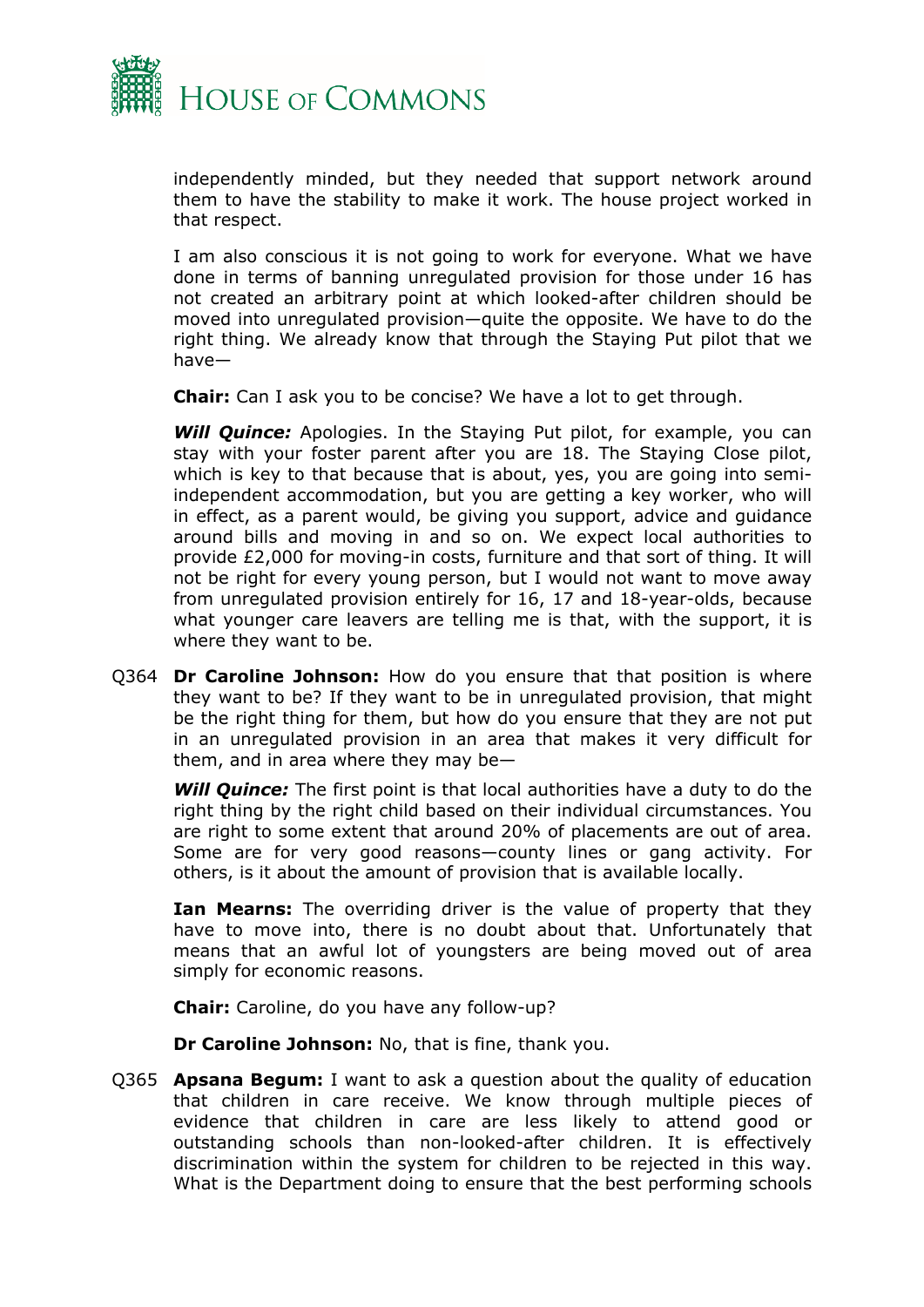independently minded, but they needed that support network around them to have the stability to make it work. The house project worked in that respect.

I am also conscious it is not going to work for everyone. What we have done in terms of banning unregulated provision for those under 16 has not created an arbitrary point at which looked-after children should be moved into unregulated provision—quite the opposite. We have to do the right thing. We already know that through the Staying Put pilot that we have—

**Chair:** Can I ask you to be concise? We have a lot to get through.

***Will Quince:*** Apologies. In the Staying Put pilot, for example, you can stay with your foster parent after you are 18. The Staying Close pilot, which is key to that because that is about, yes, you are going into semi-independent accommodation, but you are getting a key worker, who will in effect, as a parent would, be giving you support, advice and guidance around bills and moving in and so on. We expect local authorities to provide £2,000 for moving-in costs, furniture and that sort of thing. It will not be right for every young person, but I would not want to move away from unregulated provision entirely for 16, 17 and 18-year-olds, because what younger care leavers are telling me is that, with the support, it is where they want to be.

Q364 **Dr Caroline Johnson:** How do you ensure that that position is where they want to be? If they want to be in unregulated provision, that might be the right thing for them, but how do you ensure that they are not put in an unregulated provision in an area that makes it very difficult for them, and in area where they may be—

***Will Quince:*** The first point is that local authorities have a duty to do the right thing by the right child based on their individual circumstances. You are right to some extent that around 20% of placements are out of area. Some are for very good reasons—county lines or gang activity. For others, is it about the amount of provision that is available locally.

**Ian Mearns:** The overriding driver is the value of property that they have to move into, there is no doubt about that. Unfortunately that means that an awful lot of youngsters are being moved out of area simply for economic reasons.

**Chair:** Caroline, do you have any follow-up?

**Dr Caroline Johnson:** No, that is fine, thank you.

Q365 **Apsana Begum:** I want to ask a question about the quality of education that children in care receive. We know through multiple pieces of evidence that children in care are less likely to attend good or outstanding schools than non-looked-after children. It is effectively discrimination within the system for children to be rejected in this way. What is the Department doing to ensure that the best performing schools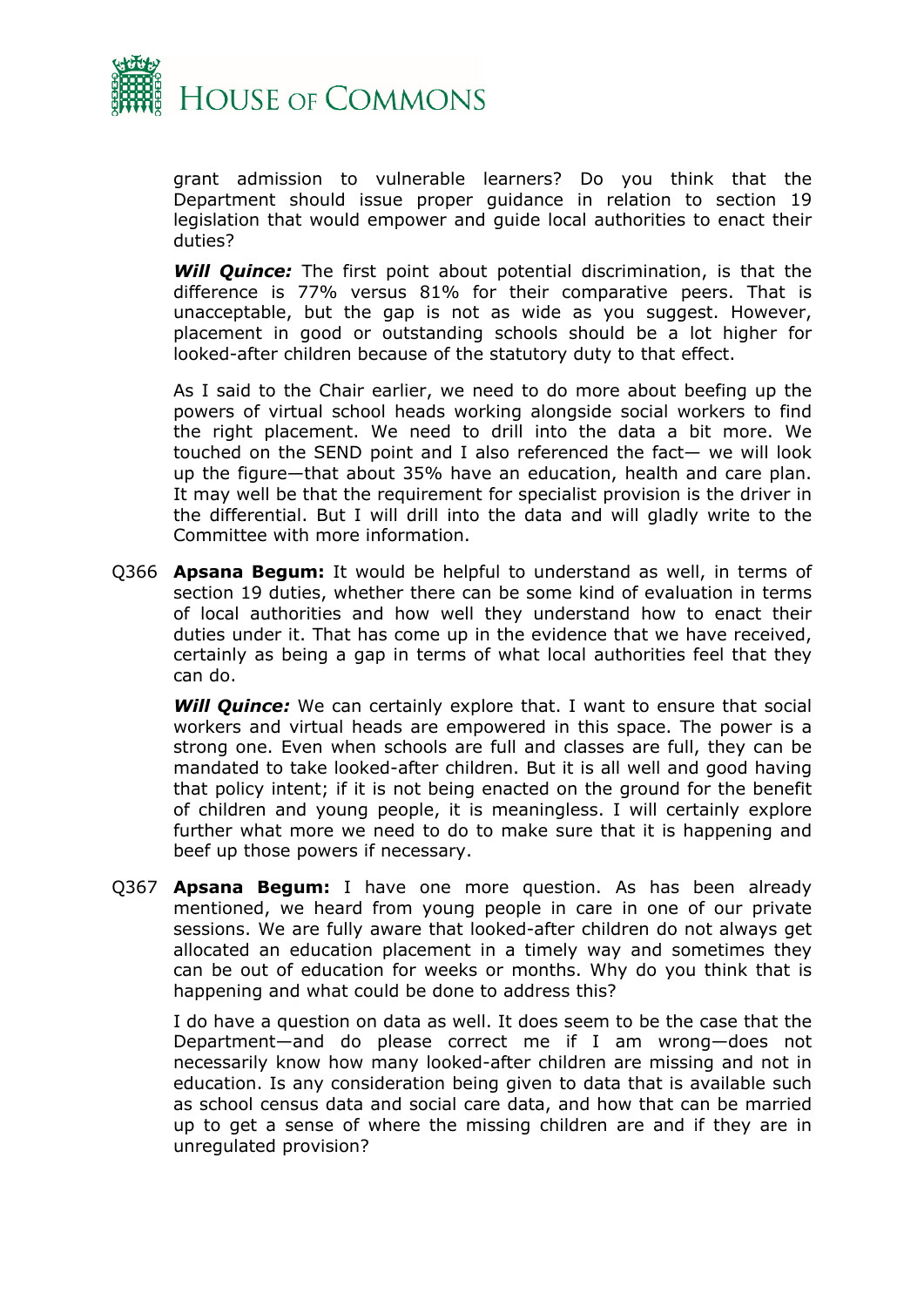grant admission to vulnerable learners? Do you think that the Department should issue proper guidance in relation to section 19 legislation that would empower and guide local authorities to enact their duties?

***Will Quince:*** The first point about potential discrimination, is that the difference is 77% versus 81% for their comparative peers. That is unacceptable, but the gap is not as wide as you suggest. However, placement in good or outstanding schools should be a lot higher for looked-after children because of the statutory duty to that effect.

As I said to the Chair earlier, we need to do more about beefing up the powers of virtual school heads working alongside social workers to find the right placement. We need to drill into the data a bit more. We touched on the SEND point and I also referenced the fact— we will look up the figure—that about 35% have an education, health and care plan. It may well be that the requirement for specialist provision is the driver in the differential. But I will drill into the data and will gladly write to the Committee with more information.

Q366 **Apsana Begum:** It would be helpful to understand as well, in terms of section 19 duties, whether there can be some kind of evaluation in terms of local authorities and how well they understand how to enact their duties under it. That has come up in the evidence that we have received, certainly as being a gap in terms of what local authorities feel that they can do.

***Will Quince:*** We can certainly explore that. I want to ensure that social workers and virtual heads are empowered in this space. The power is a strong one. Even when schools are full and classes are full, they can be mandated to take looked-after children. But it is all well and good having that policy intent; if it is not being enacted on the ground for the benefit of children and young people, it is meaningless. I will certainly explore further what more we need to do to make sure that it is happening and beef up those powers if necessary.

Q367 **Apsana Begum:** I have one more question. As has been already mentioned, we heard from young people in care in one of our private sessions. We are fully aware that looked-after children do not always get allocated an education placement in a timely way and sometimes they can be out of education for weeks or months. Why do you think that is happening and what could be done to address this?

I do have a question on data as well. It does seem to be the case that the Department—and do please correct me if I am wrong—does not necessarily know how many looked-after children are missing and not in education. Is any consideration being given to data that is available such as school census data and social care data, and how that can be married up to get a sense of where the missing children are and if they are in unregulated provision?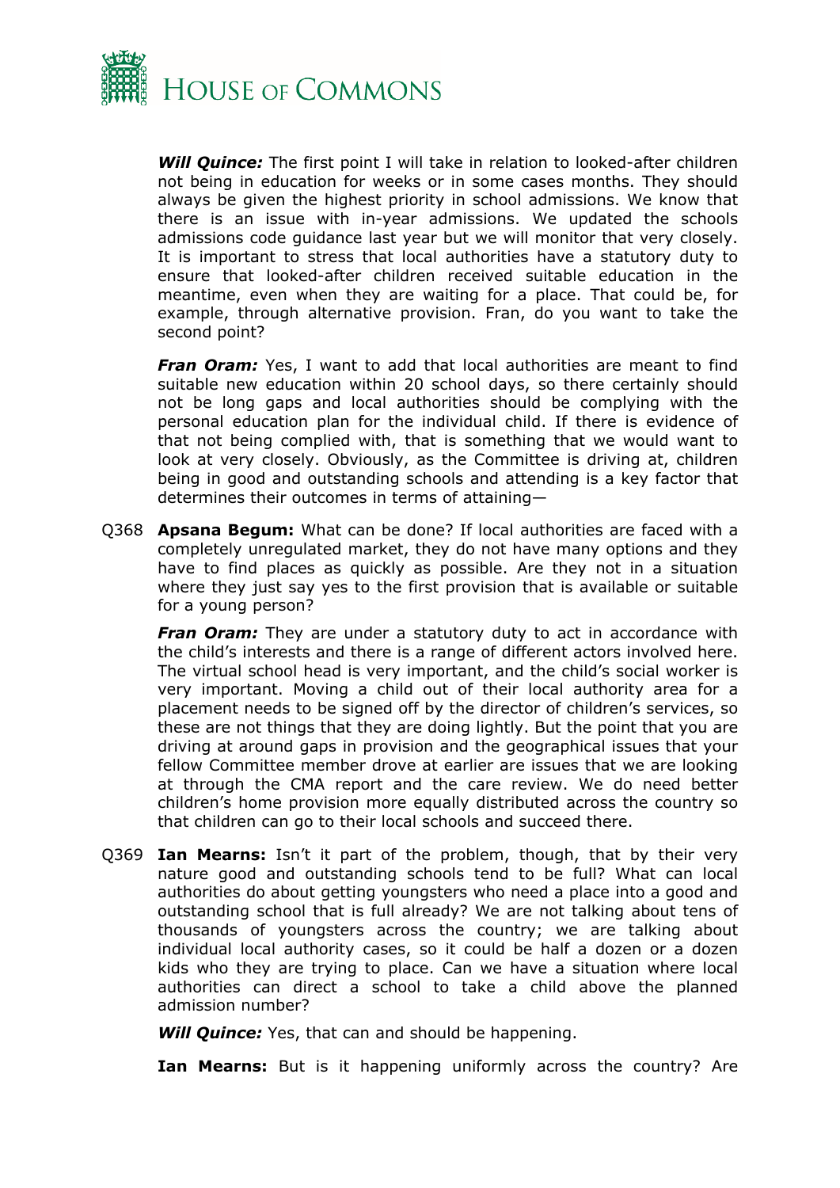***Will Quince:*** The first point I will take in relation to looked-after children not being in education for weeks or in some cases months. They should always be given the highest priority in school admissions. We know that there is an issue with in-year admissions. We updated the schools admissions code guidance last year but we will monitor that very closely. It is important to stress that local authorities have a statutory duty to ensure that looked-after children received suitable education in the meantime, even when they are waiting for a place. That could be, for example, through alternative provision. Fran, do you want to take the second point?

***Fran Oram:*** Yes, I want to add that local authorities are meant to find suitable new education within 20 school days, so there certainly should not be long gaps and local authorities should be complying with the personal education plan for the individual child. If there is evidence of that not being complied with, that is something that we would want to look at very closely. Obviously, as the Committee is driving at, children being in good and outstanding schools and attending is a key factor that determines their outcomes in terms of attaining—

Q368 **Apsana Begum:** What can be done? If local authorities are faced with a completely unregulated market, they do not have many options and they have to find places as quickly as possible. Are they not in a situation where they just say yes to the first provision that is available or suitable for a young person?

***Fran Oram:*** They are under a statutory duty to act in accordance with the child's interests and there is a range of different actors involved here. The virtual school head is very important, and the child's social worker is very important. Moving a child out of their local authority area for a placement needs to be signed off by the director of children's services, so these are not things that they are doing lightly. But the point that you are driving at around gaps in provision and the geographical issues that your fellow Committee member drove at earlier are issues that we are looking at through the CMA report and the care review. We do need better children's home provision more equally distributed across the country so that children can go to their local schools and succeed there.

Q369 **Ian Mearns:** Isn't it part of the problem, though, that by their very nature good and outstanding schools tend to be full? What can local authorities do about getting youngsters who need a place into a good and outstanding school that is full already? We are not talking about tens of thousands of youngsters across the country; we are talking about individual local authority cases, so it could be half a dozen or a dozen kids who they are trying to place. Can we have a situation where local authorities can direct a school to take a child above the planned admission number?

***Will Quince:*** Yes, that can and should be happening.

**Ian Mearns:** But is it happening uniformly across the country? Are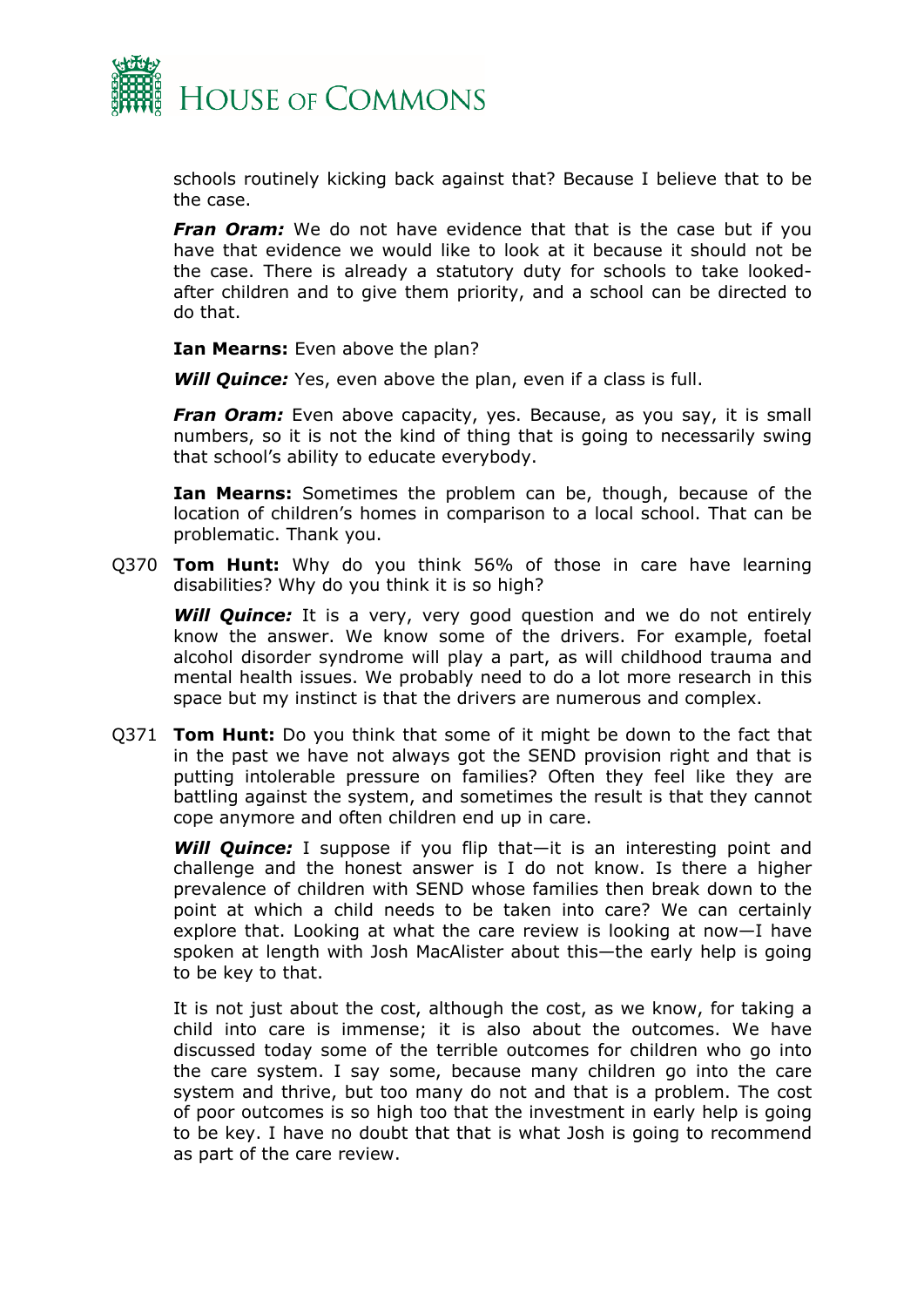schools routinely kicking back against that? Because I believe that to be the case.

***Fran Oram:*** We do not have evidence that that is the case but if you have that evidence we would like to look at it because it should not be the case. There is already a statutory duty for schools to take looked-after children and to give them priority, and a school can be directed to do that.

**Ian Mearns:** Even above the plan?

***Will Quince:*** Yes, even above the plan, even if a class is full.

***Fran Oram:*** Even above capacity, yes. Because, as you say, it is small numbers, so it is not the kind of thing that is going to necessarily swing that school's ability to educate everybody.

**Ian Mearns:** Sometimes the problem can be, though, because of the location of children's homes in comparison to a local school. That can be problematic. Thank you.

Q370 **Tom Hunt:** Why do you think 56% of those in care have learning disabilities? Why do you think it is so high?

***Will Quince:*** It is a very, very good question and we do not entirely know the answer. We know some of the drivers. For example, foetal alcohol disorder syndrome will play a part, as will childhood trauma and mental health issues. We probably need to do a lot more research in this space but my instinct is that the drivers are numerous and complex.

Q371 **Tom Hunt:** Do you think that some of it might be down to the fact that in the past we have not always got the SEND provision right and that is putting intolerable pressure on families? Often they feel like they are battling against the system, and sometimes the result is that they cannot cope anymore and often children end up in care.

***Will Quince:*** I suppose if you flip that—it is an interesting point and challenge and the honest answer is I do not know. Is there a higher prevalence of children with SEND whose families then break down to the point at which a child needs to be taken into care? We can certainly explore that. Looking at what the care review is looking at now—I have spoken at length with Josh MacAlister about this—the early help is going to be key to that.

It is not just about the cost, although the cost, as we know, for taking a child into care is immense; it is also about the outcomes. We have discussed today some of the terrible outcomes for children who go into the care system. I say some, because many children go into the care system and thrive, but too many do not and that is a problem. The cost of poor outcomes is so high too that the investment in early help is going to be key. I have no doubt that that is what Josh is going to recommend as part of the care review.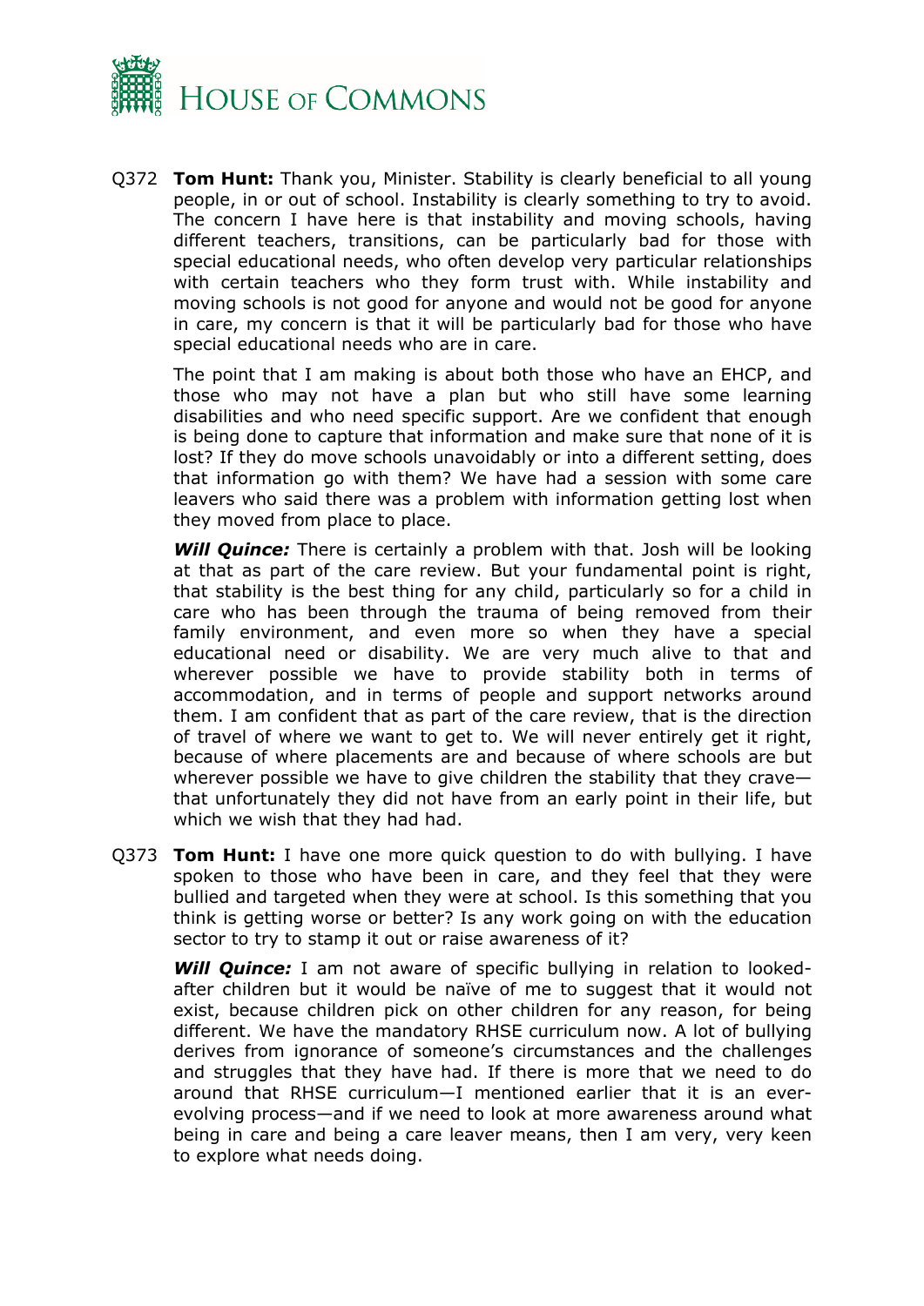Q372 **Tom Hunt:** Thank you, Minister. Stability is clearly beneficial to all young people, in or out of school. Instability is clearly something to try to avoid. The concern I have here is that instability and moving schools, having different teachers, transitions, can be particularly bad for those with special educational needs, who often develop very particular relationships with certain teachers who they form trust with. While instability and moving schools is not good for anyone and would not be good for anyone in care, my concern is that it will be particularly bad for those who have special educational needs who are in care.

The point that I am making is about both those who have an EHCP, and those who may not have a plan but who still have some learning disabilities and who need specific support. Are we confident that enough is being done to capture that information and make sure that none of it is lost? If they do move schools unavoidably or into a different setting, does that information go with them? We have had a session with some care leavers who said there was a problem with information getting lost when they moved from place to place.

***Will Quince:*** There is certainly a problem with that. Josh will be looking at that as part of the care review. But your fundamental point is right, that stability is the best thing for any child, particularly so for a child in care who has been through the trauma of being removed from their family environment, and even more so when they have a special educational need or disability. We are very much alive to that and wherever possible we have to provide stability both in terms of accommodation, and in terms of people and support networks around them. I am confident that as part of the care review, that is the direction of travel of where we want to get to. We will never entirely get it right, because of where placements are and because of where schools are but wherever possible we have to give children the stability that they crave—that unfortunately they did not have from an early point in their life, but which we wish that they had had.

Q373 **Tom Hunt:** I have one more quick question to do with bullying. I have spoken to those who have been in care, and they feel that they were bullied and targeted when they were at school. Is this something that you think is getting worse or better? Is any work going on with the education sector to try to stamp it out or raise awareness of it?

***Will Quince:*** I am not aware of specific bullying in relation to looked-after children but it would be naïve of me to suggest that it would not exist, because children pick on other children for any reason, for being different. We have the mandatory RHSE curriculum now. A lot of bullying derives from ignorance of someone's circumstances and the challenges and struggles that they have had. If there is more that we need to do around that RHSE curriculum—I mentioned earlier that it is an ever-evolving process—and if we need to look at more awareness around what being in care and being a care leaver means, then I am very, very keen to explore what needs doing.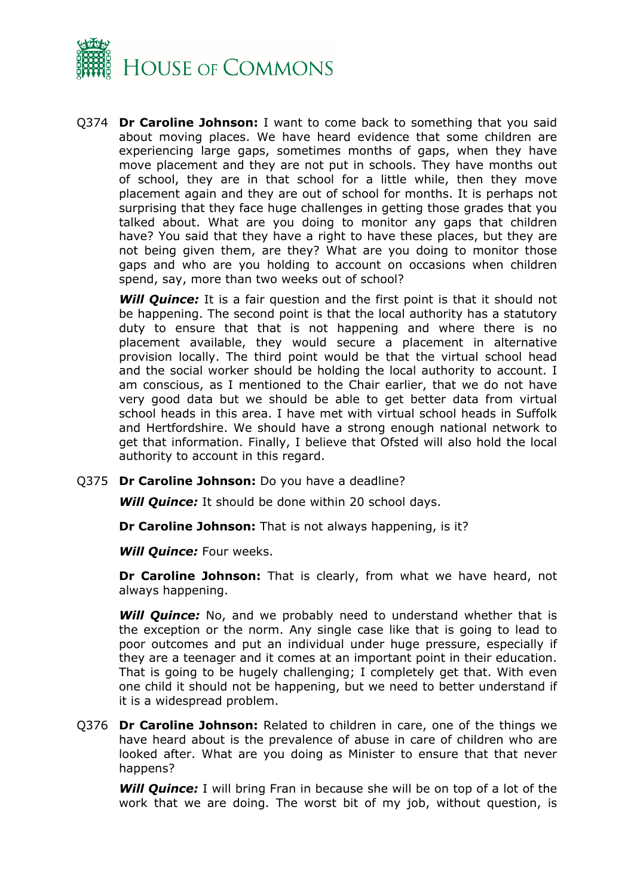Q374 **Dr Caroline Johnson:** I want to come back to something that you said about moving places. We have heard evidence that some children are experiencing large gaps, sometimes months of gaps, when they have move placement and they are not put in schools. They have months out of school, they are in that school for a little while, then they move placement again and they are out of school for months. It is perhaps not surprising that they face huge challenges in getting those grades that you talked about. What are you doing to monitor any gaps that children have? You said that they have a right to have these places, but they are not being given them, are they? What are you doing to monitor those gaps and who are you holding to account on occasions when children spend, say, more than two weeks out of school?

***Will Quince:*** It is a fair question and the first point is that it should not be happening. The second point is that the local authority has a statutory duty to ensure that that is not happening and where there is no placement available, they would secure a placement in alternative provision locally. The third point would be that the virtual school head and the social worker should be holding the local authority to account. I am conscious, as I mentioned to the Chair earlier, that we do not have very good data but we should be able to get better data from virtual school heads in this area. I have met with virtual school heads in Suffolk and Hertfordshire. We should have a strong enough national network to get that information. Finally, I believe that Ofsted will also hold the local authority to account in this regard.

Q375 **Dr Caroline Johnson:** Do you have a deadline?

***Will Quince:*** It should be done within 20 school days.

**Dr Caroline Johnson:** That is not always happening, is it?

***Will Quince:*** Four weeks.

**Dr Caroline Johnson:** That is clearly, from what we have heard, not always happening.

***Will Quince:*** No, and we probably need to understand whether that is the exception or the norm. Any single case like that is going to lead to poor outcomes and put an individual under huge pressure, especially if they are a teenager and it comes at an important point in their education. That is going to be hugely challenging; I completely get that. With even one child it should not be happening, but we need to better understand if it is a widespread problem.

Q376 **Dr Caroline Johnson:** Related to children in care, one of the things we have heard about is the prevalence of abuse in care of children who are looked after. What are you doing as Minister to ensure that that never happens?

***Will Quince:*** I will bring Fran in because she will be on top of a lot of the work that we are doing. The worst bit of my job, without question, is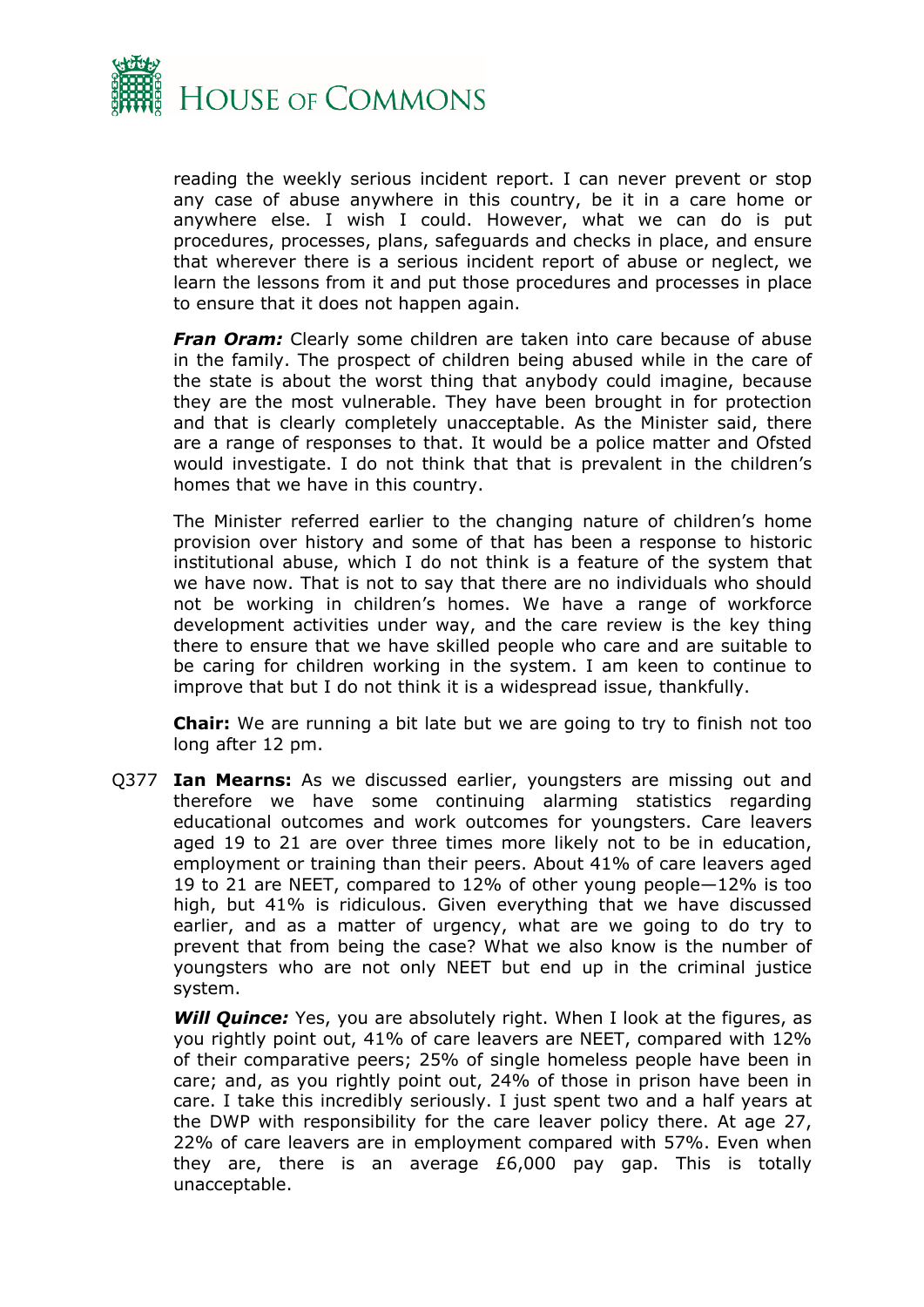reading the weekly serious incident report. I can never prevent or stop any case of abuse anywhere in this country, be it in a care home or anywhere else. I wish I could. However, what we can do is put procedures, processes, plans, safeguards and checks in place, and ensure that wherever there is a serious incident report of abuse or neglect, we learn the lessons from it and put those procedures and processes in place to ensure that it does not happen again.

***Fran Oram:*** Clearly some children are taken into care because of abuse in the family. The prospect of children being abused while in the care of the state is about the worst thing that anybody could imagine, because they are the most vulnerable. They have been brought in for protection and that is clearly completely unacceptable. As the Minister said, there are a range of responses to that. It would be a police matter and Ofsted would investigate. I do not think that that is prevalent in the children's homes that we have in this country.

The Minister referred earlier to the changing nature of children's home provision over history and some of that has been a response to historic institutional abuse, which I do not think is a feature of the system that we have now. That is not to say that there are no individuals who should not be working in children's homes. We have a range of workforce development activities under way, and the care review is the key thing there to ensure that we have skilled people who care and are suitable to be caring for children working in the system. I am keen to continue to improve that but I do not think it is a widespread issue, thankfully.

**Chair:** We are running a bit late but we are going to try to finish not too long after 12 pm.

Q377 **Ian Mearns:** As we discussed earlier, youngsters are missing out and therefore we have some continuing alarming statistics regarding educational outcomes and work outcomes for youngsters. Care leavers aged 19 to 21 are over three times more likely not to be in education, employment or training than their peers. About 41% of care leavers aged 19 to 21 are NEET, compared to 12% of other young people—12% is too high, but 41% is ridiculous. Given everything that we have discussed earlier, and as a matter of urgency, what are we going to do try to prevent that from being the case? What we also know is the number of youngsters who are not only NEET but end up in the criminal justice system.

***Will Quince:*** Yes, you are absolutely right. When I look at the figures, as you rightly point out, 41% of care leavers are NEET, compared with 12% of their comparative peers; 25% of single homeless people have been in care; and, as you rightly point out, 24% of those in prison have been in care. I take this incredibly seriously. I just spent two and a half years at the DWP with responsibility for the care leaver policy there. At age 27, 22% of care leavers are in employment compared with 57%. Even when they are, there is an average £6,000 pay gap. This is totally unacceptable.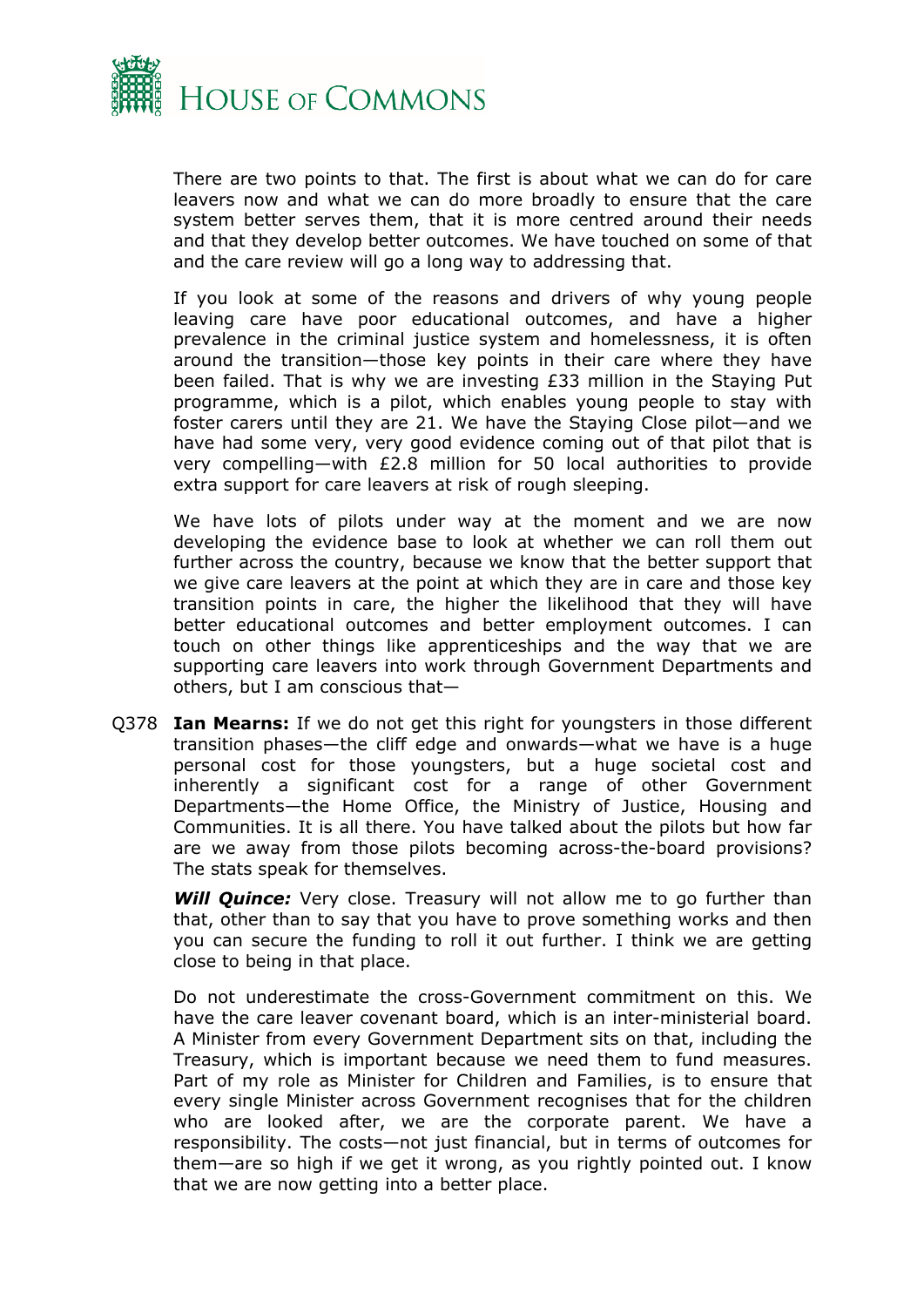There are two points to that. The first is about what we can do for care leavers now and what we can do more broadly to ensure that the care system better serves them, that it is more centred around their needs and that they develop better outcomes. We have touched on some of that and the care review will go a long way to addressing that.

If you look at some of the reasons and drivers of why young people leaving care have poor educational outcomes, and have a higher prevalence in the criminal justice system and homelessness, it is often around the transition—those key points in their care where they have been failed. That is why we are investing £33 million in the Staying Put programme, which is a pilot, which enables young people to stay with foster carers until they are 21. We have the Staying Close pilot—and we have had some very, very good evidence coming out of that pilot that is very compelling—with £2.8 million for 50 local authorities to provide extra support for care leavers at risk of rough sleeping.

We have lots of pilots under way at the moment and we are now developing the evidence base to look at whether we can roll them out further across the country, because we know that the better support that we give care leavers at the point at which they are in care and those key transition points in care, the higher the likelihood that they will have better educational outcomes and better employment outcomes. I can touch on other things like apprenticeships and the way that we are supporting care leavers into work through Government Departments and others, but I am conscious that—

Q378 **Ian Mearns:** If we do not get this right for youngsters in those different transition phases—the cliff edge and onwards—what we have is a huge personal cost for those youngsters, but a huge societal cost and inherently a significant cost for a range of other Government Departments—the Home Office, the Ministry of Justice, Housing and Communities. It is all there. You have talked about the pilots but how far are we away from those pilots becoming across-the-board provisions? The stats speak for themselves.

***Will Quince:*** Very close. Treasury will not allow me to go further than that, other than to say that you have to prove something works and then you can secure the funding to roll it out further. I think we are getting close to being in that place.

Do not underestimate the cross-Government commitment on this. We have the care leaver covenant board, which is an inter-ministerial board. A Minister from every Government Department sits on that, including the Treasury, which is important because we need them to fund measures. Part of my role as Minister for Children and Families, is to ensure that every single Minister across Government recognises that for the children who are looked after, we are the corporate parent. We have a responsibility. The costs—not just financial, but in terms of outcomes for them—are so high if we get it wrong, as you rightly pointed out. I know that we are now getting into a better place.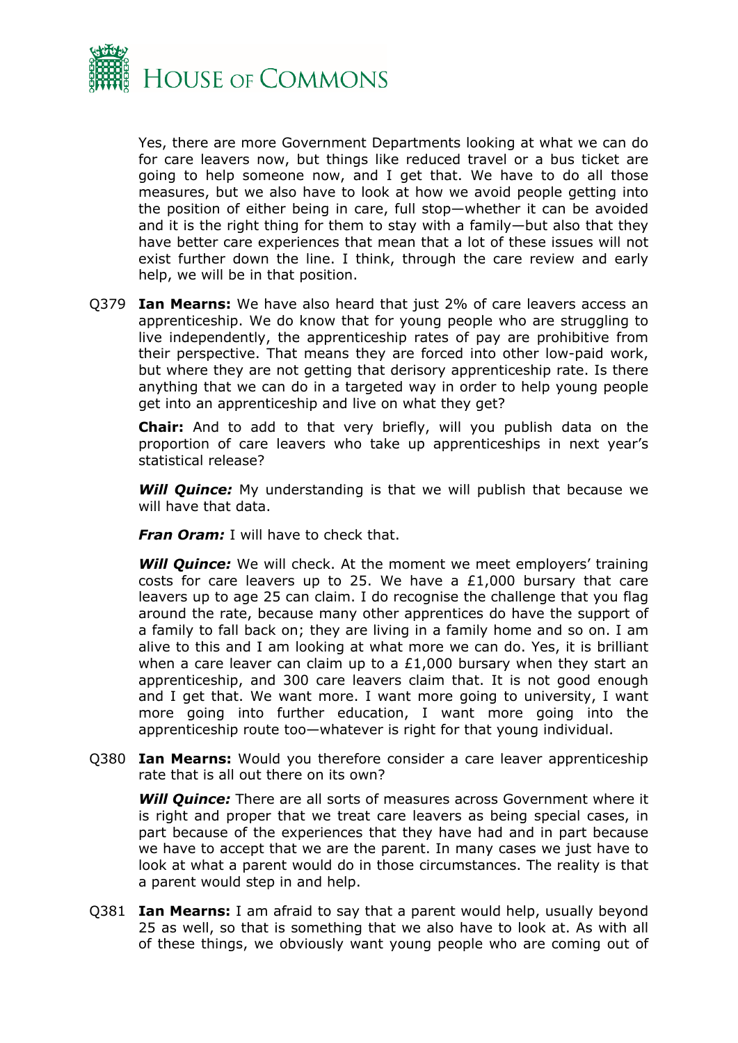Yes, there are more Government Departments looking at what we can do for care leavers now, but things like reduced travel or a bus ticket are going to help someone now, and I get that. We have to do all those measures, but we also have to look at how we avoid people getting into the position of either being in care, full stop—whether it can be avoided and it is the right thing for them to stay with a family—but also that they have better care experiences that mean that a lot of these issues will not exist further down the line. I think, through the care review and early help, we will be in that position.

Q379 **Ian Mearns:** We have also heard that just 2% of care leavers access an apprenticeship. We do know that for young people who are struggling to live independently, the apprenticeship rates of pay are prohibitive from their perspective. That means they are forced into other low-paid work, but where they are not getting that derisory apprenticeship rate. Is there anything that we can do in a targeted way in order to help young people get into an apprenticeship and live on what they get?

**Chair:** And to add to that very briefly, will you publish data on the proportion of care leavers who take up apprenticeships in next year's statistical release?

***Will Quince:*** My understanding is that we will publish that because we will have that data.

***Fran Oram:*** I will have to check that.

***Will Quince:*** We will check. At the moment we meet employers' training costs for care leavers up to 25. We have a £1,000 bursary that care leavers up to age 25 can claim. I do recognise the challenge that you flag around the rate, because many other apprentices do have the support of a family to fall back on; they are living in a family home and so on. I am alive to this and I am looking at what more we can do. Yes, it is brilliant when a care leaver can claim up to a £1,000 bursary when they start an apprenticeship, and 300 care leavers claim that. It is not good enough and I get that. We want more. I want more going to university, I want more going into further education, I want more going into the apprenticeship route too—whatever is right for that young individual.

Q380 **Ian Mearns:** Would you therefore consider a care leaver apprenticeship rate that is all out there on its own?

***Will Quince:*** There are all sorts of measures across Government where it is right and proper that we treat care leavers as being special cases, in part because of the experiences that they have had and in part because we have to accept that we are the parent. In many cases we just have to look at what a parent would do in those circumstances. The reality is that a parent would step in and help.

Q381 **Ian Mearns:** I am afraid to say that a parent would help, usually beyond 25 as well, so that is something that we also have to look at. As with all of these things, we obviously want young people who are coming out of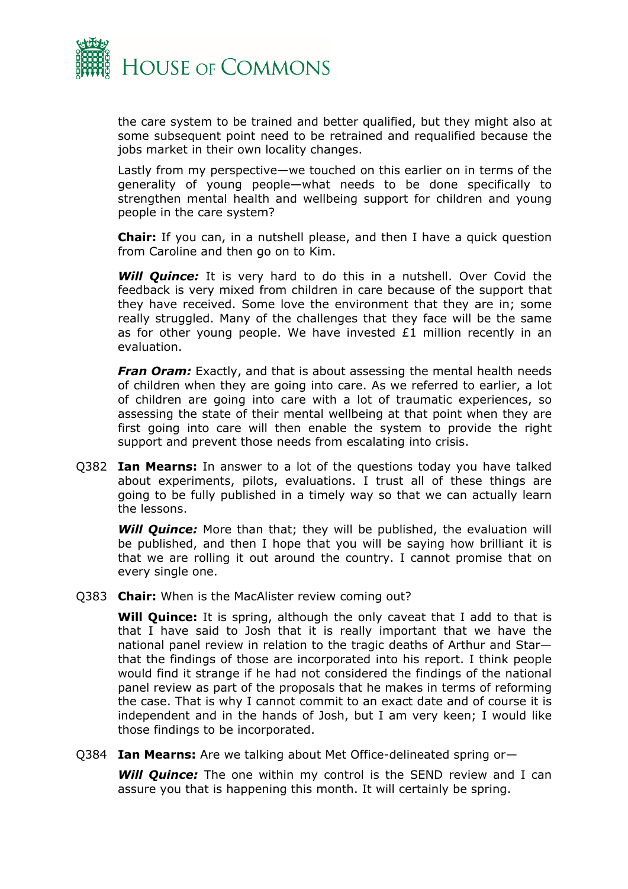the care system to be trained and better qualified, but they might also at some subsequent point need to be retrained and requalified because the jobs market in their own locality changes.

Lastly from my perspective—we touched on this earlier on in terms of the generality of young people—what needs to be done specifically to strengthen mental health and wellbeing support for children and young people in the care system?

**Chair:** If you can, in a nutshell please, and then I have a quick question from Caroline and then go on to Kim.

***Will Quince:*** It is very hard to do this in a nutshell. Over Covid the feedback is very mixed from children in care because of the support that they have received. Some love the environment that they are in; some really struggled. Many of the challenges that they face will be the same as for other young people. We have invested £1 million recently in an evaluation.

***Fran Oram:*** Exactly, and that is about assessing the mental health needs of children when they are going into care. As we referred to earlier, a lot of children are going into care with a lot of traumatic experiences, so assessing the state of their mental wellbeing at that point when they are first going into care will then enable the system to provide the right support and prevent those needs from escalating into crisis.

Q382 **Ian Mearns:** In answer to a lot of the questions today you have talked about experiments, pilots, evaluations. I trust all of these things are going to be fully published in a timely way so that we can actually learn the lessons.

***Will Quince:*** More than that; they will be published, the evaluation will be published, and then I hope that you will be saying how brilliant it is that we are rolling it out around the country. I cannot promise that on every single one.

Q383 **Chair:** When is the MacAlister review coming out?

**Will Quince:** It is spring, although the only caveat that I add to that is that I have said to Josh that it is really important that we have the national panel review in relation to the tragic deaths of Arthur and Star—that the findings of those are incorporated into his report. I think people would find it strange if he had not considered the findings of the national panel review as part of the proposals that he makes in terms of reforming the case. That is why I cannot commit to an exact date and of course it is independent and in the hands of Josh, but I am very keen; I would like those findings to be incorporated.

Q384 **Ian Mearns:** Are we talking about Met Office-delineated spring or—

***Will Quince:*** The one within my control is the SEND review and I can assure you that is happening this month. It will certainly be spring.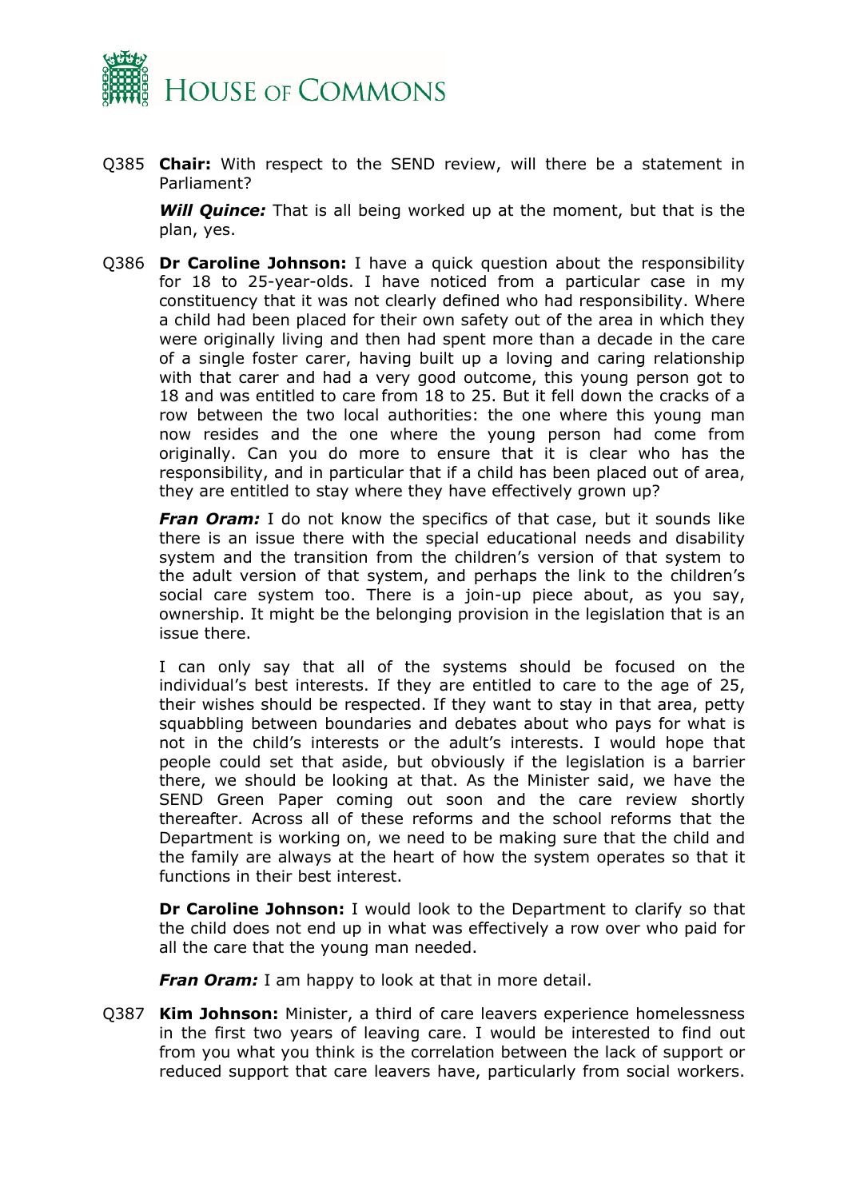Q385 **Chair:** With respect to the SEND review, will there be a statement in Parliament?

***Will Quince:*** That is all being worked up at the moment, but that is the plan, yes.

Q386 **Dr Caroline Johnson:** I have a quick question about the responsibility for 18 to 25-year-olds. I have noticed from a particular case in my constituency that it was not clearly defined who had responsibility. Where a child had been placed for their own safety out of the area in which they were originally living and then had spent more than a decade in the care of a single foster carer, having built up a loving and caring relationship with that carer and had a very good outcome, this young person got to 18 and was entitled to care from 18 to 25. But it fell down the cracks of a row between the two local authorities: the one where this young man now resides and the one where the young person had come from originally. Can you do more to ensure that it is clear who has the responsibility, and in particular that if a child has been placed out of area, they are entitled to stay where they have effectively grown up?

***Fran Oram:*** I do not know the specifics of that case, but it sounds like there is an issue there with the special educational needs and disability system and the transition from the children's version of that system to the adult version of that system, and perhaps the link to the children's social care system too. There is a join-up piece about, as you say, ownership. It might be the belonging provision in the legislation that is an issue there.

I can only say that all of the systems should be focused on the individual's best interests. If they are entitled to care to the age of 25, their wishes should be respected. If they want to stay in that area, petty squabbling between boundaries and debates about who pays for what is not in the child's interests or the adult's interests. I would hope that people could set that aside, but obviously if the legislation is a barrier there, we should be looking at that. As the Minister said, we have the SEND Green Paper coming out soon and the care review shortly thereafter. Across all of these reforms and the school reforms that the Department is working on, we need to be making sure that the child and the family are always at the heart of how the system operates so that it functions in their best interest.

**Dr Caroline Johnson:** I would look to the Department to clarify so that the child does not end up in what was effectively a row over who paid for all the care that the young man needed.

***Fran Oram:*** I am happy to look at that in more detail.

Q387 **Kim Johnson:** Minister, a third of care leavers experience homelessness in the first two years of leaving care. I would be interested to find out from you what you think is the correlation between the lack of support or reduced support that care leavers have, particularly from social workers.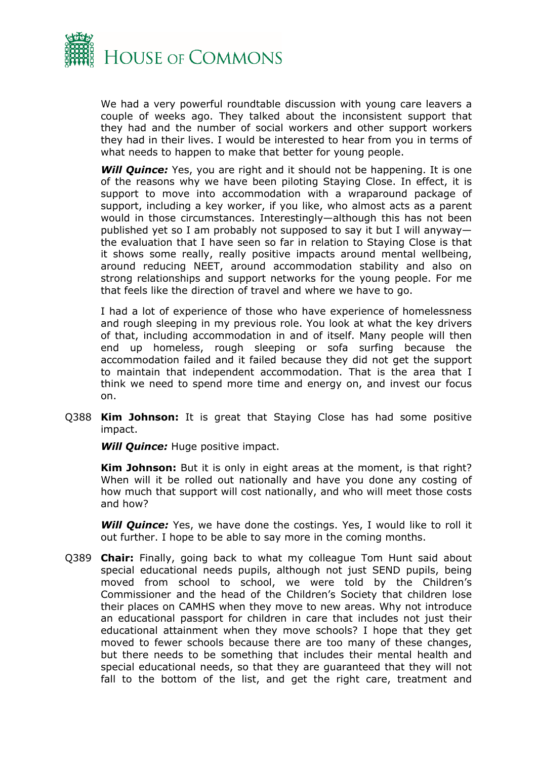We had a very powerful roundtable discussion with young care leavers a couple of weeks ago. They talked about the inconsistent support that they had and the number of social workers and other support workers they had in their lives. I would be interested to hear from you in terms of what needs to happen to make that better for young people.

***Will Quince:*** Yes, you are right and it should not be happening. It is one of the reasons why we have been piloting Staying Close. In effect, it is support to move into accommodation with a wraparound package of support, including a key worker, if you like, who almost acts as a parent would in those circumstances. Interestingly—although this has not been published yet so I am probably not supposed to say it but I will anyway—the evaluation that I have seen so far in relation to Staying Close is that it shows some really, really positive impacts around mental wellbeing, around reducing NEET, around accommodation stability and also on strong relationships and support networks for the young people. For me that feels like the direction of travel and where we have to go.

I had a lot of experience of those who have experience of homelessness and rough sleeping in my previous role. You look at what the key drivers of that, including accommodation in and of itself. Many people will then end up homeless, rough sleeping or sofa surfing because the accommodation failed and it failed because they did not get the support to maintain that independent accommodation. That is the area that I think we need to spend more time and energy on, and invest our focus on.

Q388 **Kim Johnson:** It is great that Staying Close has had some positive impact.

***Will Quince:*** Huge positive impact.

**Kim Johnson:** But it is only in eight areas at the moment, is that right? When will it be rolled out nationally and have you done any costing of how much that support will cost nationally, and who will meet those costs and how?

***Will Quince:*** Yes, we have done the costings. Yes, I would like to roll it out further. I hope to be able to say more in the coming months.

Q389 **Chair:** Finally, going back to what my colleague Tom Hunt said about special educational needs pupils, although not just SEND pupils, being moved from school to school, we were told by the Children's Commissioner and the head of the Children's Society that children lose their places on CAMHS when they move to new areas. Why not introduce an educational passport for children in care that includes not just their educational attainment when they move schools? I hope that they get moved to fewer schools because there are too many of these changes, but there needs to be something that includes their mental health and special educational needs, so that they are guaranteed that they will not fall to the bottom of the list, and get the right care, treatment and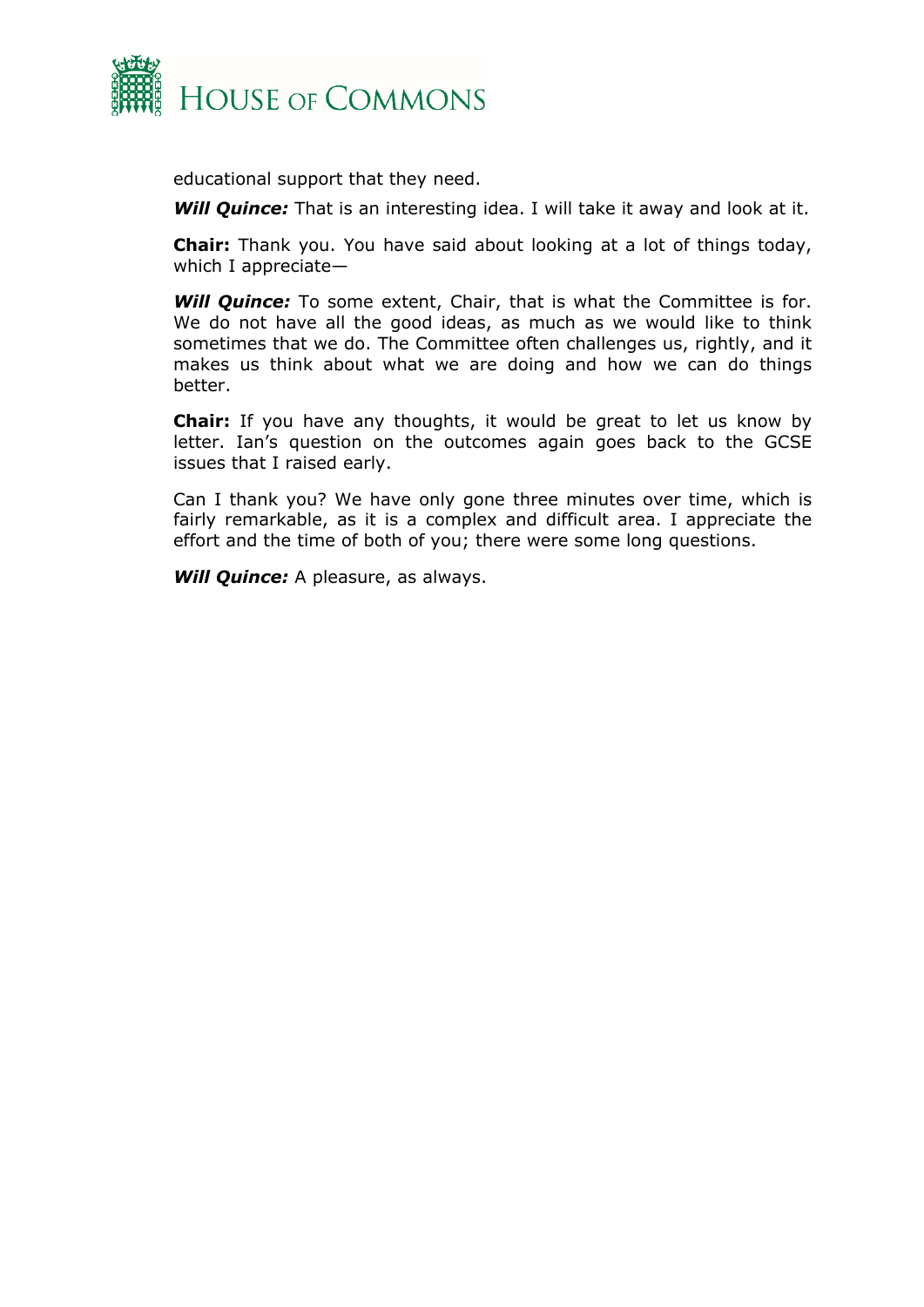educational support that they need.

***Will Quince:*** That is an interesting idea. I will take it away and look at it.

**Chair:** Thank you. You have said about looking at a lot of things today, which I appreciate—

***Will Quince:*** To some extent, Chair, that is what the Committee is for. We do not have all the good ideas, as much as we would like to think sometimes that we do. The Committee often challenges us, rightly, and it makes us think about what we are doing and how we can do things better.

**Chair:** If you have any thoughts, it would be great to let us know by letter. Ian's question on the outcomes again goes back to the GCSE issues that I raised early.

Can I thank you? We have only gone three minutes over time, which is fairly remarkable, as it is a complex and difficult area. I appreciate the effort and the time of both of you; there were some long questions.

***Will Quince:*** A pleasure, as always.